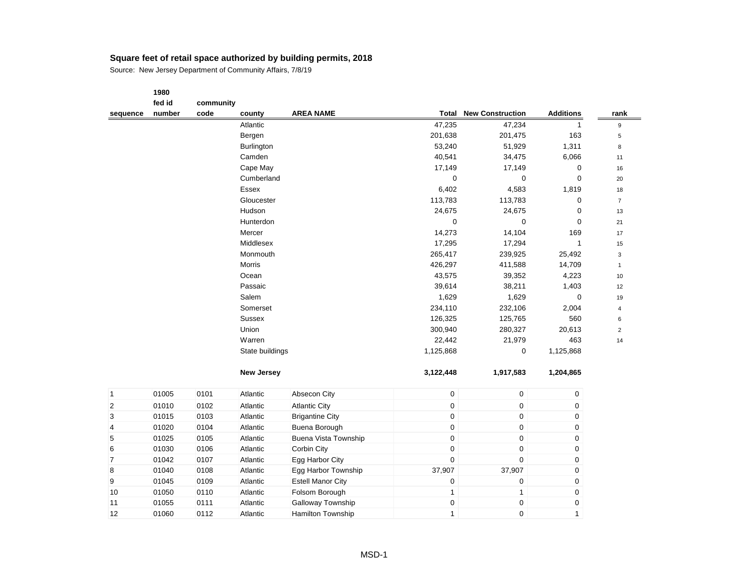## Square feet of retail space authorized by building permits, 2018

Source: New Jersey Department of Community Affairs, 7/8/19

| sequence | 1980 fed id number | community code | county | AREA NAME | Total | New Construction | Additions | rank |
|---|---|---|---|---|---|---|---|---|
| | | | Atlantic | | 47,235 | 47,234 | 1 | 9 |
| | | | Bergen | | 201,638 | 201,475 | 163 | 5 |
| | | | Burlington | | 53,240 | 51,929 | 1,311 | 8 |
| | | | Camden | | 40,541 | 34,475 | 6,066 | 11 |
| | | | Cape May | | 17,149 | 17,149 | 0 | 16 |
| | | | Cumberland | | 0 | 0 | 0 | 20 |
| | | | Essex | | 6,402 | 4,583 | 1,819 | 18 |
| | | | Gloucester | | 113,783 | 113,783 | 0 | 7 |
| | | | Hudson | | 24,675 | 24,675 | 0 | 13 |
| | | | Hunterdon | | 0 | 0 | 0 | 21 |
| | | | Mercer | | 14,273 | 14,104 | 169 | 17 |
| | | | Middlesex | | 17,295 | 17,294 | 1 | 15 |
| | | | Monmouth | | 265,417 | 239,925 | 25,492 | 3 |
| | | | Morris | | 426,297 | 411,588 | 14,709 | 1 |
| | | | Ocean | | 43,575 | 39,352 | 4,223 | 10 |
| | | | Passaic | | 39,614 | 38,211 | 1,403 | 12 |
| | | | Salem | | 1,629 | 1,629 | 0 | 19 |
| | | | Somerset | | 234,110 | 232,106 | 2,004 | 4 |
| | | | Sussex | | 126,325 | 125,765 | 560 | 6 |
| | | | Union | | 300,940 | 280,327 | 20,613 | 2 |
| | | | Warren | | 22,442 | 21,979 | 463 | 14 |
| | | | State buildings | | 1,125,868 | 0 | 1,125,868 | |
| | | | **New Jersey** | | **3,122,448** | **1,917,583** | **1,204,865** | |
| 1 | 01005 | 0101 | Atlantic | Absecon City | 0 | 0 | 0 | |
| 2 | 01010 | 0102 | Atlantic | Atlantic City | 0 | 0 | 0 | |
| 3 | 01015 | 0103 | Atlantic | Brigantine City | 0 | 0 | 0 | |
| 4 | 01020 | 0104 | Atlantic | Buena Borough | 0 | 0 | 0 | |
| 5 | 01025 | 0105 | Atlantic | Buena Vista Township | 0 | 0 | 0 | |
| 6 | 01030 | 0106 | Atlantic | Corbin City | 0 | 0 | 0 | |
| 7 | 01042 | 0107 | Atlantic | Egg Harbor City | 0 | 0 | 0 | |
| 8 | 01040 | 0108 | Atlantic | Egg Harbor Township | 37,907 | 37,907 | 0 | |
| 9 | 01045 | 0109 | Atlantic | Estell Manor City | 0 | 0 | 0 | |
| 10 | 01050 | 0110 | Atlantic | Folsom Borough | 1 | 1 | 0 | |
| 11 | 01055 | 0111 | Atlantic | Galloway Township | 0 | 0 | 0 | |
| 12 | 01060 | 0112 | Atlantic | Hamilton Township | 1 | 0 | 1 | |

MSD-1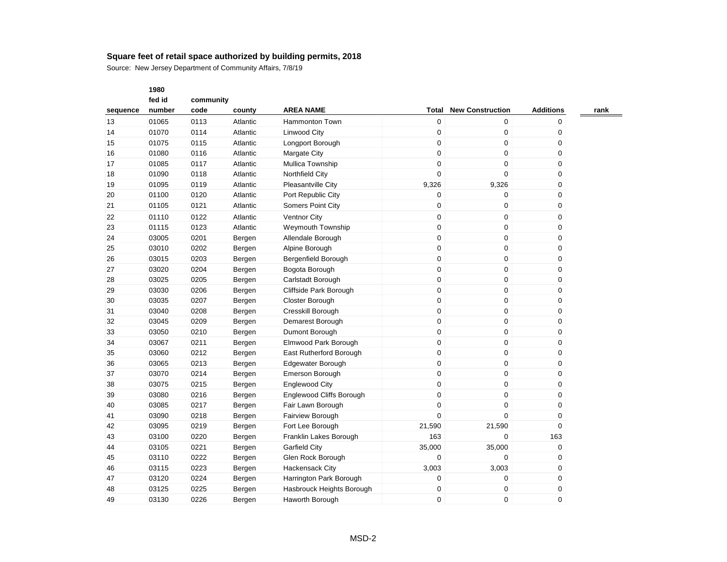**Square feet of retail space authorized by building permits, 2018**

Source: New Jersey Department of Community Affairs, 7/8/19

| sequence | 1980 fed id number | community code | county | AREA NAME | Total | New Construction | Additions | rank |
|---|---|---|---|---|---|---|---|---|
| 13 | 01065 | 0113 | Atlantic | Hammonton Town | 0 | 0 | 0 | |
| 14 | 01070 | 0114 | Atlantic | Linwood City | 0 | 0 | 0 | |
| 15 | 01075 | 0115 | Atlantic | Longport Borough | 0 | 0 | 0 | |
| 16 | 01080 | 0116 | Atlantic | Margate City | 0 | 0 | 0 | |
| 17 | 01085 | 0117 | Atlantic | Mullica Township | 0 | 0 | 0 | |
| 18 | 01090 | 0118 | Atlantic | Northfield City | 0 | 0 | 0 | |
| 19 | 01095 | 0119 | Atlantic | Pleasantville City | 9,326 | 9,326 | 0 | |
| 20 | 01100 | 0120 | Atlantic | Port Republic City | 0 | 0 | 0 | |
| 21 | 01105 | 0121 | Atlantic | Somers Point City | 0 | 0 | 0 | |
| 22 | 01110 | 0122 | Atlantic | Ventnor City | 0 | 0 | 0 | |
| 23 | 01115 | 0123 | Atlantic | Weymouth Township | 0 | 0 | 0 | |
| 24 | 03005 | 0201 | Bergen | Allendale Borough | 0 | 0 | 0 | |
| 25 | 03010 | 0202 | Bergen | Alpine Borough | 0 | 0 | 0 | |
| 26 | 03015 | 0203 | Bergen | Bergenfield Borough | 0 | 0 | 0 | |
| 27 | 03020 | 0204 | Bergen | Bogota Borough | 0 | 0 | 0 | |
| 28 | 03025 | 0205 | Bergen | Carlstadt Borough | 0 | 0 | 0 | |
| 29 | 03030 | 0206 | Bergen | Cliffside Park Borough | 0 | 0 | 0 | |
| 30 | 03035 | 0207 | Bergen | Closter Borough | 0 | 0 | 0 | |
| 31 | 03040 | 0208 | Bergen | Cresskill Borough | 0 | 0 | 0 | |
| 32 | 03045 | 0209 | Bergen | Demarest Borough | 0 | 0 | 0 | |
| 33 | 03050 | 0210 | Bergen | Dumont Borough | 0 | 0 | 0 | |
| 34 | 03067 | 0211 | Bergen | Elmwood Park Borough | 0 | 0 | 0 | |
| 35 | 03060 | 0212 | Bergen | East Rutherford Borough | 0 | 0 | 0 | |
| 36 | 03065 | 0213 | Bergen | Edgewater Borough | 0 | 0 | 0 | |
| 37 | 03070 | 0214 | Bergen | Emerson Borough | 0 | 0 | 0 | |
| 38 | 03075 | 0215 | Bergen | Englewood City | 0 | 0 | 0 | |
| 39 | 03080 | 0216 | Bergen | Englewood Cliffs Borough | 0 | 0 | 0 | |
| 40 | 03085 | 0217 | Bergen | Fair Lawn Borough | 0 | 0 | 0 | |
| 41 | 03090 | 0218 | Bergen | Fairview Borough | 0 | 0 | 0 | |
| 42 | 03095 | 0219 | Bergen | Fort Lee Borough | 21,590 | 21,590 | 0 | |
| 43 | 03100 | 0220 | Bergen | Franklin Lakes Borough | 163 | 0 | 163 | |
| 44 | 03105 | 0221 | Bergen | Garfield City | 35,000 | 35,000 | 0 | |
| 45 | 03110 | 0222 | Bergen | Glen Rock Borough | 0 | 0 | 0 | |
| 46 | 03115 | 0223 | Bergen | Hackensack City | 3,003 | 3,003 | 0 | |
| 47 | 03120 | 0224 | Bergen | Harrington Park Borough | 0 | 0 | 0 | |
| 48 | 03125 | 0225 | Bergen | Hasbrouck Heights Borough | 0 | 0 | 0 | |
| 49 | 03130 | 0226 | Bergen | Haworth Borough | 0 | 0 | 0 | |

MSD-2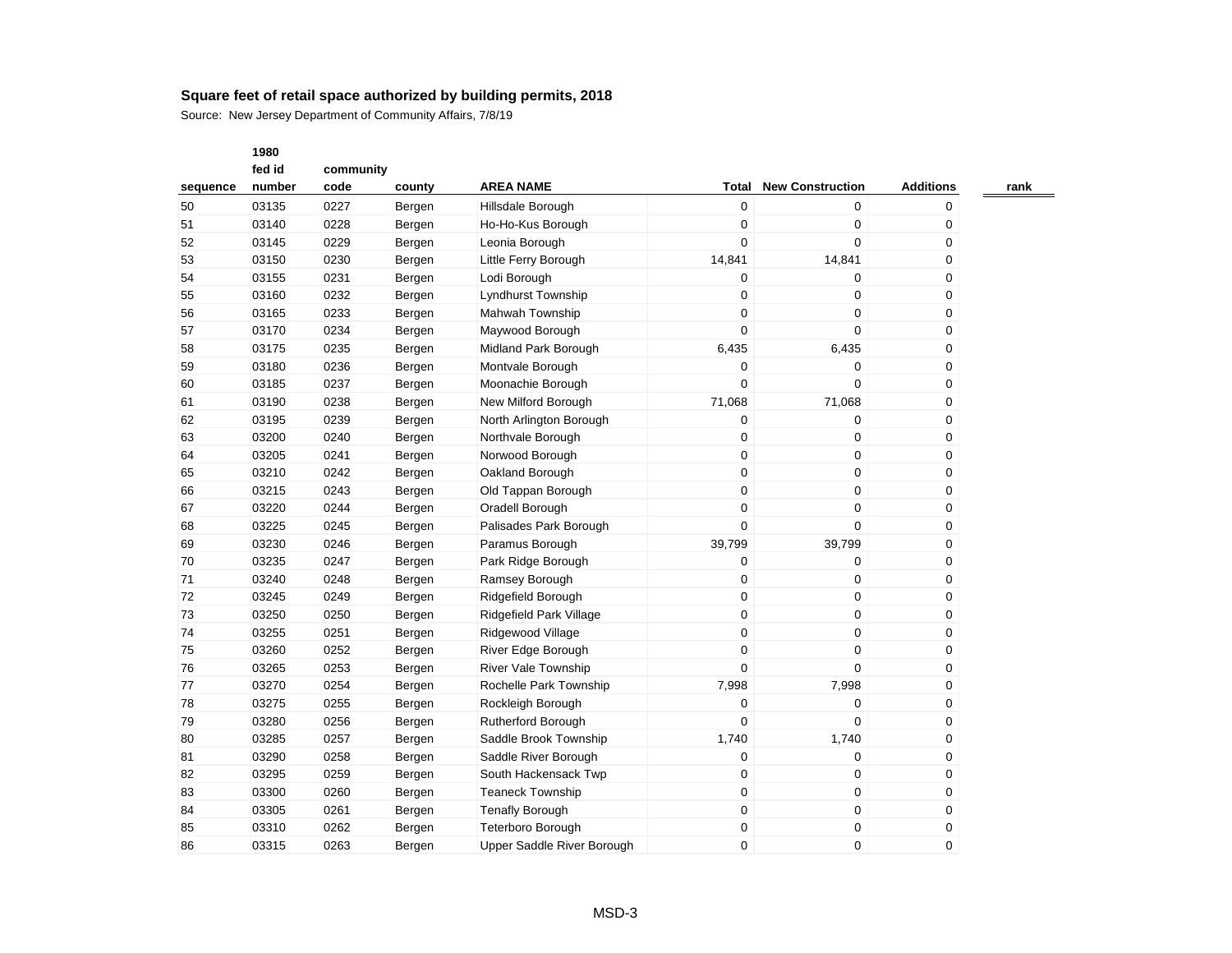**Square feet of retail space authorized by building permits, 2018**

Source: New Jersey Department of Community Affairs, 7/8/19

| sequence | 1980 fed id number | community code | county | AREA NAME | Total | New Construction | Additions | rank |
|---|---|---|---|---|---|---|---|---|
| 50 | 03135 | 0227 | Bergen | Hillsdale Borough | 0 | 0 | 0 | |
| 51 | 03140 | 0228 | Bergen | Ho-Ho-Kus Borough | 0 | 0 | 0 | |
| 52 | 03145 | 0229 | Bergen | Leonia Borough | 0 | 0 | 0 | |
| 53 | 03150 | 0230 | Bergen | Little Ferry Borough | 14,841 | 14,841 | 0 | |
| 54 | 03155 | 0231 | Bergen | Lodi Borough | 0 | 0 | 0 | |
| 55 | 03160 | 0232 | Bergen | Lyndhurst Township | 0 | 0 | 0 | |
| 56 | 03165 | 0233 | Bergen | Mahwah Township | 0 | 0 | 0 | |
| 57 | 03170 | 0234 | Bergen | Maywood Borough | 0 | 0 | 0 | |
| 58 | 03175 | 0235 | Bergen | Midland Park Borough | 6,435 | 6,435 | 0 | |
| 59 | 03180 | 0236 | Bergen | Montvale Borough | 0 | 0 | 0 | |
| 60 | 03185 | 0237 | Bergen | Moonachie Borough | 0 | 0 | 0 | |
| 61 | 03190 | 0238 | Bergen | New Milford Borough | 71,068 | 71,068 | 0 | |
| 62 | 03195 | 0239 | Bergen | North Arlington Borough | 0 | 0 | 0 | |
| 63 | 03200 | 0240 | Bergen | Northvale Borough | 0 | 0 | 0 | |
| 64 | 03205 | 0241 | Bergen | Norwood Borough | 0 | 0 | 0 | |
| 65 | 03210 | 0242 | Bergen | Oakland Borough | 0 | 0 | 0 | |
| 66 | 03215 | 0243 | Bergen | Old Tappan Borough | 0 | 0 | 0 | |
| 67 | 03220 | 0244 | Bergen | Oradell Borough | 0 | 0 | 0 | |
| 68 | 03225 | 0245 | Bergen | Palisades Park Borough | 0 | 0 | 0 | |
| 69 | 03230 | 0246 | Bergen | Paramus Borough | 39,799 | 39,799 | 0 | |
| 70 | 03235 | 0247 | Bergen | Park Ridge Borough | 0 | 0 | 0 | |
| 71 | 03240 | 0248 | Bergen | Ramsey Borough | 0 | 0 | 0 | |
| 72 | 03245 | 0249 | Bergen | Ridgefield Borough | 0 | 0 | 0 | |
| 73 | 03250 | 0250 | Bergen | Ridgefield Park Village | 0 | 0 | 0 | |
| 74 | 03255 | 0251 | Bergen | Ridgewood Village | 0 | 0 | 0 | |
| 75 | 03260 | 0252 | Bergen | River Edge Borough | 0 | 0 | 0 | |
| 76 | 03265 | 0253 | Bergen | River Vale Township | 0 | 0 | 0 | |
| 77 | 03270 | 0254 | Bergen | Rochelle Park Township | 7,998 | 7,998 | 0 | |
| 78 | 03275 | 0255 | Bergen | Rockleigh Borough | 0 | 0 | 0 | |
| 79 | 03280 | 0256 | Bergen | Rutherford Borough | 0 | 0 | 0 | |
| 80 | 03285 | 0257 | Bergen | Saddle Brook Township | 1,740 | 1,740 | 0 | |
| 81 | 03290 | 0258 | Bergen | Saddle River Borough | 0 | 0 | 0 | |
| 82 | 03295 | 0259 | Bergen | South Hackensack Twp | 0 | 0 | 0 | |
| 83 | 03300 | 0260 | Bergen | Teaneck Township | 0 | 0 | 0 | |
| 84 | 03305 | 0261 | Bergen | Tenafly Borough | 0 | 0 | 0 | |
| 85 | 03310 | 0262 | Bergen | Teterboro Borough | 0 | 0 | 0 | |
| 86 | 03315 | 0263 | Bergen | Upper Saddle River Borough | 0 | 0 | 0 | |

MSD-3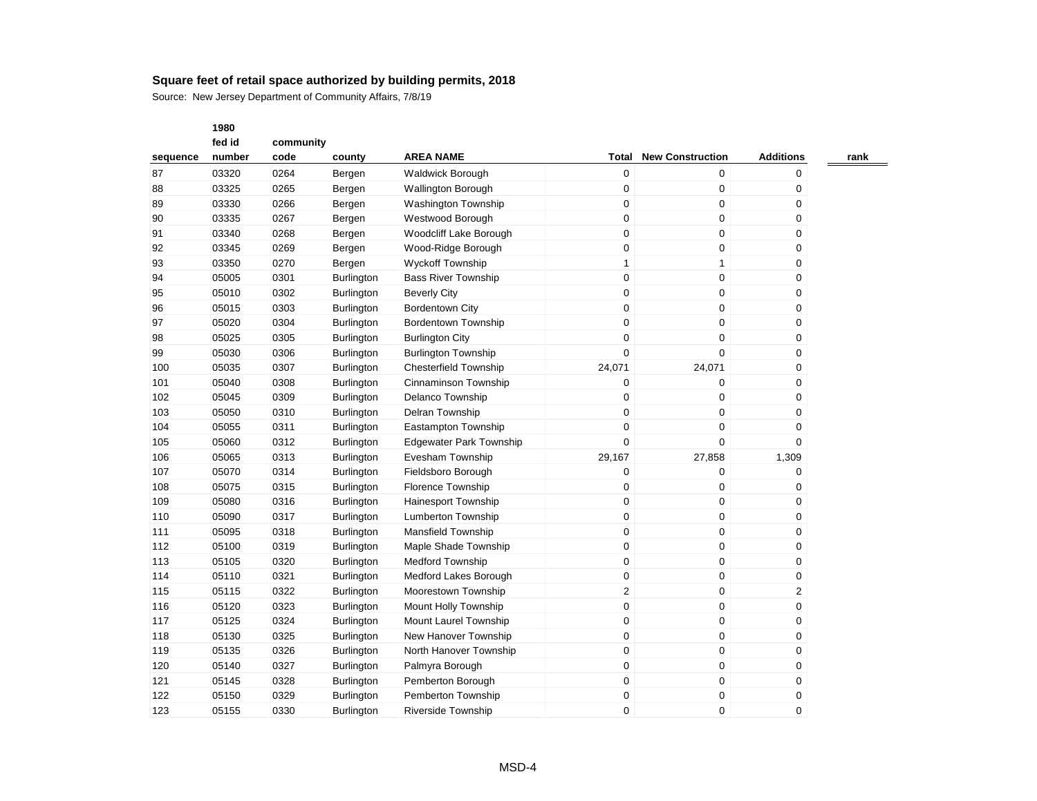**Square feet of retail space authorized by building permits, 2018**

Source: New Jersey Department of Community Affairs, 7/8/19

| sequence | 1980 fed id number | community code | county | AREA NAME | Total | New Construction | Additions | rank |
|---|---|---|---|---|---|---|---|---|
| 87 | 03320 | 0264 | Bergen | Waldwick Borough | 0 | 0 | 0 | |
| 88 | 03325 | 0265 | Bergen | Wallington Borough | 0 | 0 | 0 | |
| 89 | 03330 | 0266 | Bergen | Washington Township | 0 | 0 | 0 | |
| 90 | 03335 | 0267 | Bergen | Westwood Borough | 0 | 0 | 0 | |
| 91 | 03340 | 0268 | Bergen | Woodcliff Lake Borough | 0 | 0 | 0 | |
| 92 | 03345 | 0269 | Bergen | Wood-Ridge Borough | 0 | 0 | 0 | |
| 93 | 03350 | 0270 | Bergen | Wyckoff Township | 1 | 1 | 0 | |
| 94 | 05005 | 0301 | Burlington | Bass River Township | 0 | 0 | 0 | |
| 95 | 05010 | 0302 | Burlington | Beverly City | 0 | 0 | 0 | |
| 96 | 05015 | 0303 | Burlington | Bordentown City | 0 | 0 | 0 | |
| 97 | 05020 | 0304 | Burlington | Bordentown Township | 0 | 0 | 0 | |
| 98 | 05025 | 0305 | Burlington | Burlington City | 0 | 0 | 0 | |
| 99 | 05030 | 0306 | Burlington | Burlington Township | 0 | 0 | 0 | |
| 100 | 05035 | 0307 | Burlington | Chesterfield Township | 24,071 | 24,071 | 0 | |
| 101 | 05040 | 0308 | Burlington | Cinnaminson Township | 0 | 0 | 0 | |
| 102 | 05045 | 0309 | Burlington | Delanco Township | 0 | 0 | 0 | |
| 103 | 05050 | 0310 | Burlington | Delran Township | 0 | 0 | 0 | |
| 104 | 05055 | 0311 | Burlington | Eastampton Township | 0 | 0 | 0 | |
| 105 | 05060 | 0312 | Burlington | Edgewater Park Township | 0 | 0 | 0 | |
| 106 | 05065 | 0313 | Burlington | Evesham Township | 29,167 | 27,858 | 1,309 | |
| 107 | 05070 | 0314 | Burlington | Fieldsboro Borough | 0 | 0 | 0 | |
| 108 | 05075 | 0315 | Burlington | Florence Township | 0 | 0 | 0 | |
| 109 | 05080 | 0316 | Burlington | Hainesport Township | 0 | 0 | 0 | |
| 110 | 05090 | 0317 | Burlington | Lumberton Township | 0 | 0 | 0 | |
| 111 | 05095 | 0318 | Burlington | Mansfield Township | 0 | 0 | 0 | |
| 112 | 05100 | 0319 | Burlington | Maple Shade Township | 0 | 0 | 0 | |
| 113 | 05105 | 0320 | Burlington | Medford Township | 0 | 0 | 0 | |
| 114 | 05110 | 0321 | Burlington | Medford Lakes Borough | 0 | 0 | 0 | |
| 115 | 05115 | 0322 | Burlington | Moorestown Township | 2 | 0 | 2 | |
| 116 | 05120 | 0323 | Burlington | Mount Holly Township | 0 | 0 | 0 | |
| 117 | 05125 | 0324 | Burlington | Mount Laurel Township | 0 | 0 | 0 | |
| 118 | 05130 | 0325 | Burlington | New Hanover Township | 0 | 0 | 0 | |
| 119 | 05135 | 0326 | Burlington | North Hanover Township | 0 | 0 | 0 | |
| 120 | 05140 | 0327 | Burlington | Palmyra Borough | 0 | 0 | 0 | |
| 121 | 05145 | 0328 | Burlington | Pemberton Borough | 0 | 0 | 0 | |
| 122 | 05150 | 0329 | Burlington | Pemberton Township | 0 | 0 | 0 | |
| 123 | 05155 | 0330 | Burlington | Riverside Township | 0 | 0 | 0 | |

MSD-4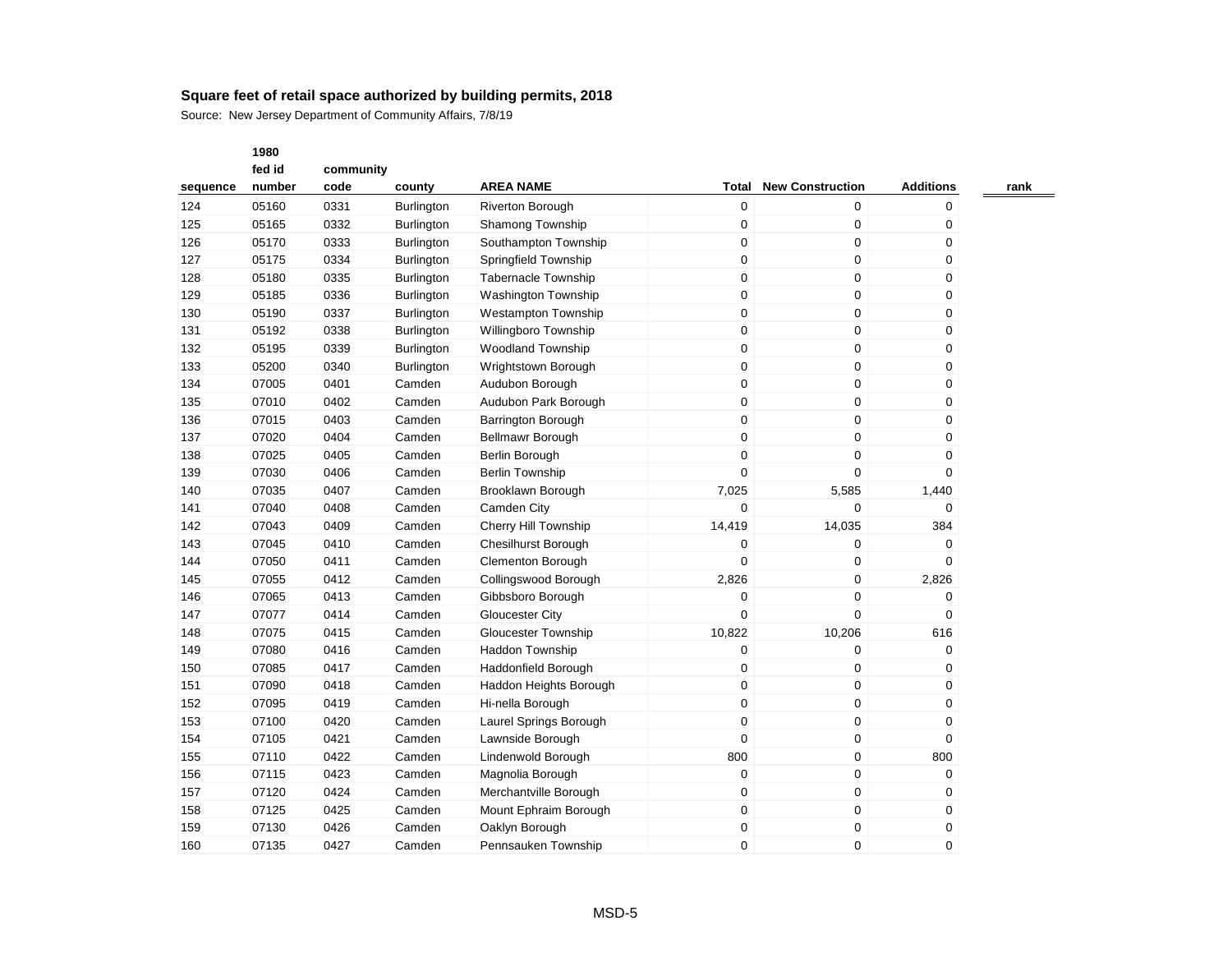**Square feet of retail space authorized by building permits, 2018**

Source: New Jersey Department of Community Affairs, 7/8/19

| sequence | 1980 fed id number | community code | county | AREA NAME | Total | New Construction | Additions | rank |
|---|---|---|---|---|---|---|---|---|
| 124 | 05160 | 0331 | Burlington | Riverton Borough | 0 | 0 | 0 | |
| 125 | 05165 | 0332 | Burlington | Shamong Township | 0 | 0 | 0 | |
| 126 | 05170 | 0333 | Burlington | Southampton Township | 0 | 0 | 0 | |
| 127 | 05175 | 0334 | Burlington | Springfield Township | 0 | 0 | 0 | |
| 128 | 05180 | 0335 | Burlington | Tabernacle Township | 0 | 0 | 0 | |
| 129 | 05185 | 0336 | Burlington | Washington Township | 0 | 0 | 0 | |
| 130 | 05190 | 0337 | Burlington | Westampton Township | 0 | 0 | 0 | |
| 131 | 05192 | 0338 | Burlington | Willingboro Township | 0 | 0 | 0 | |
| 132 | 05195 | 0339 | Burlington | Woodland Township | 0 | 0 | 0 | |
| 133 | 05200 | 0340 | Burlington | Wrightstown Borough | 0 | 0 | 0 | |
| 134 | 07005 | 0401 | Camden | Audubon Borough | 0 | 0 | 0 | |
| 135 | 07010 | 0402 | Camden | Audubon Park Borough | 0 | 0 | 0 | |
| 136 | 07015 | 0403 | Camden | Barrington Borough | 0 | 0 | 0 | |
| 137 | 07020 | 0404 | Camden | Bellmawr Borough | 0 | 0 | 0 | |
| 138 | 07025 | 0405 | Camden | Berlin Borough | 0 | 0 | 0 | |
| 139 | 07030 | 0406 | Camden | Berlin Township | 0 | 0 | 0 | |
| 140 | 07035 | 0407 | Camden | Brooklawn Borough | 7,025 | 5,585 | 1,440 | |
| 141 | 07040 | 0408 | Camden | Camden City | 0 | 0 | 0 | |
| 142 | 07043 | 0409 | Camden | Cherry Hill Township | 14,419 | 14,035 | 384 | |
| 143 | 07045 | 0410 | Camden | Chesilhurst Borough | 0 | 0 | 0 | |
| 144 | 07050 | 0411 | Camden | Clementon Borough | 0 | 0 | 0 | |
| 145 | 07055 | 0412 | Camden | Collingswood Borough | 2,826 | 0 | 2,826 | |
| 146 | 07065 | 0413 | Camden | Gibbsboro Borough | 0 | 0 | 0 | |
| 147 | 07077 | 0414 | Camden | Gloucester City | 0 | 0 | 0 | |
| 148 | 07075 | 0415 | Camden | Gloucester Township | 10,822 | 10,206 | 616 | |
| 149 | 07080 | 0416 | Camden | Haddon Township | 0 | 0 | 0 | |
| 150 | 07085 | 0417 | Camden | Haddonfield Borough | 0 | 0 | 0 | |
| 151 | 07090 | 0418 | Camden | Haddon Heights Borough | 0 | 0 | 0 | |
| 152 | 07095 | 0419 | Camden | Hi-nella Borough | 0 | 0 | 0 | |
| 153 | 07100 | 0420 | Camden | Laurel Springs Borough | 0 | 0 | 0 | |
| 154 | 07105 | 0421 | Camden | Lawnside Borough | 0 | 0 | 0 | |
| 155 | 07110 | 0422 | Camden | Lindenwold Borough | 800 | 0 | 800 | |
| 156 | 07115 | 0423 | Camden | Magnolia Borough | 0 | 0 | 0 | |
| 157 | 07120 | 0424 | Camden | Merchantville Borough | 0 | 0 | 0 | |
| 158 | 07125 | 0425 | Camden | Mount Ephraim Borough | 0 | 0 | 0 | |
| 159 | 07130 | 0426 | Camden | Oaklyn Borough | 0 | 0 | 0 | |
| 160 | 07135 | 0427 | Camden | Pennsauken Township | 0 | 0 | 0 | |

MSD-5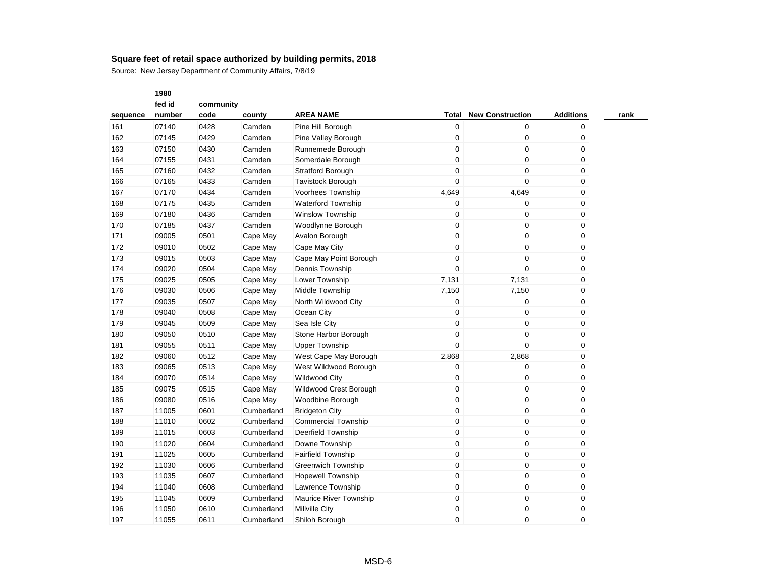## Square feet of retail space authorized by building permits, 2018

Source: New Jersey Department of Community Affairs, 7/8/19

| sequence | 1980 fed id number | community code | county | AREA NAME | Total | New Construction | Additions | rank |
|---|---|---|---|---|---|---|---|---|
| 161 | 07140 | 0428 | Camden | Pine Hill Borough | 0 | 0 | 0 | |
| 162 | 07145 | 0429 | Camden | Pine Valley Borough | 0 | 0 | 0 | |
| 163 | 07150 | 0430 | Camden | Runnemede Borough | 0 | 0 | 0 | |
| 164 | 07155 | 0431 | Camden | Somerdale Borough | 0 | 0 | 0 | |
| 165 | 07160 | 0432 | Camden | Stratford Borough | 0 | 0 | 0 | |
| 166 | 07165 | 0433 | Camden | Tavistock Borough | 0 | 0 | 0 | |
| 167 | 07170 | 0434 | Camden | Voorhees Township | 4,649 | 4,649 | 0 | |
| 168 | 07175 | 0435 | Camden | Waterford Township | 0 | 0 | 0 | |
| 169 | 07180 | 0436 | Camden | Winslow Township | 0 | 0 | 0 | |
| 170 | 07185 | 0437 | Camden | Woodlynne Borough | 0 | 0 | 0 | |
| 171 | 09005 | 0501 | Cape May | Avalon Borough | 0 | 0 | 0 | |
| 172 | 09010 | 0502 | Cape May | Cape May City | 0 | 0 | 0 | |
| 173 | 09015 | 0503 | Cape May | Cape May Point Borough | 0 | 0 | 0 | |
| 174 | 09020 | 0504 | Cape May | Dennis Township | 0 | 0 | 0 | |
| 175 | 09025 | 0505 | Cape May | Lower Township | 7,131 | 7,131 | 0 | |
| 176 | 09030 | 0506 | Cape May | Middle Township | 7,150 | 7,150 | 0 | |
| 177 | 09035 | 0507 | Cape May | North Wildwood City | 0 | 0 | 0 | |
| 178 | 09040 | 0508 | Cape May | Ocean City | 0 | 0 | 0 | |
| 179 | 09045 | 0509 | Cape May | Sea Isle City | 0 | 0 | 0 | |
| 180 | 09050 | 0510 | Cape May | Stone Harbor Borough | 0 | 0 | 0 | |
| 181 | 09055 | 0511 | Cape May | Upper Township | 0 | 0 | 0 | |
| 182 | 09060 | 0512 | Cape May | West Cape May Borough | 2,868 | 2,868 | 0 | |
| 183 | 09065 | 0513 | Cape May | West Wildwood Borough | 0 | 0 | 0 | |
| 184 | 09070 | 0514 | Cape May | Wildwood City | 0 | 0 | 0 | |
| 185 | 09075 | 0515 | Cape May | Wildwood Crest Borough | 0 | 0 | 0 | |
| 186 | 09080 | 0516 | Cape May | Woodbine Borough | 0 | 0 | 0 | |
| 187 | 11005 | 0601 | Cumberland | Bridgeton City | 0 | 0 | 0 | |
| 188 | 11010 | 0602 | Cumberland | Commercial Township | 0 | 0 | 0 | |
| 189 | 11015 | 0603 | Cumberland | Deerfield Township | 0 | 0 | 0 | |
| 190 | 11020 | 0604 | Cumberland | Downe Township | 0 | 0 | 0 | |
| 191 | 11025 | 0605 | Cumberland | Fairfield Township | 0 | 0 | 0 | |
| 192 | 11030 | 0606 | Cumberland | Greenwich Township | 0 | 0 | 0 | |
| 193 | 11035 | 0607 | Cumberland | Hopewell Township | 0 | 0 | 0 | |
| 194 | 11040 | 0608 | Cumberland | Lawrence Township | 0 | 0 | 0 | |
| 195 | 11045 | 0609 | Cumberland | Maurice River Township | 0 | 0 | 0 | |
| 196 | 11050 | 0610 | Cumberland | Millville City | 0 | 0 | 0 | |
| 197 | 11055 | 0611 | Cumberland | Shiloh Borough | 0 | 0 | 0 | |

MSD-6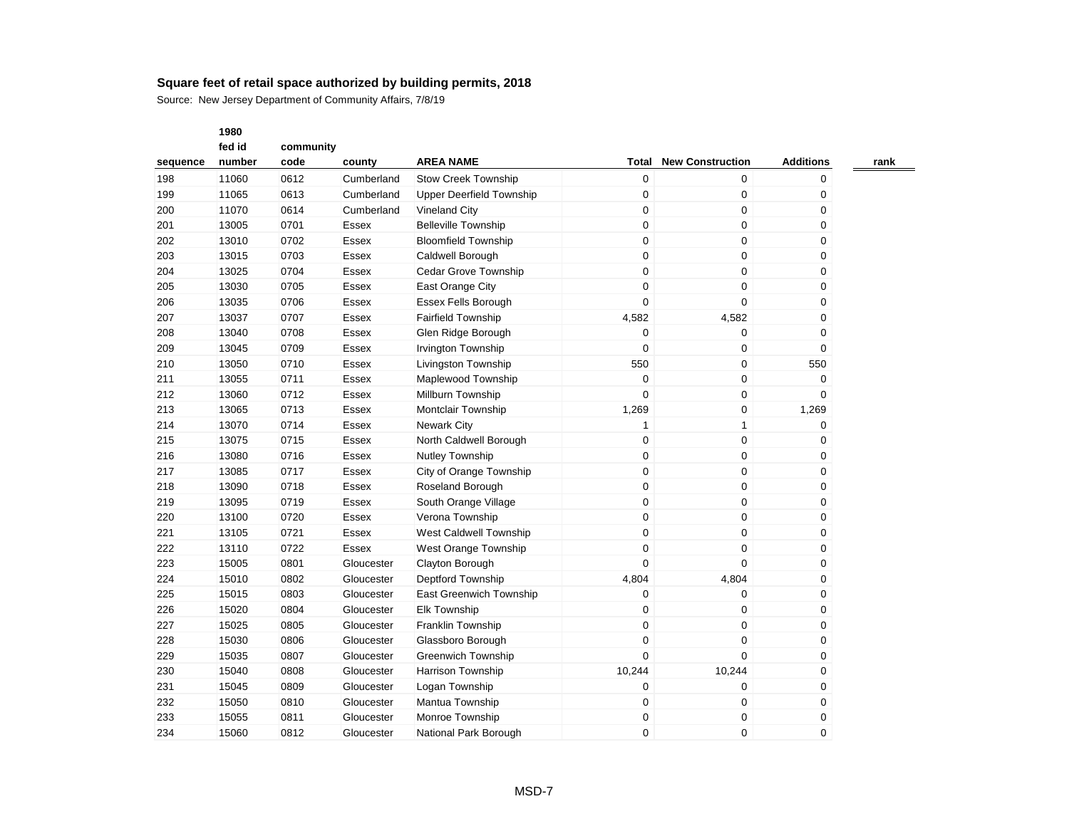## Square feet of retail space authorized by building permits, 2018

Source: New Jersey Department of Community Affairs, 7/8/19

| sequence | 1980 fed id number | community code | county | AREA NAME | Total | New Construction | Additions | rank |
|---|---|---|---|---|---|---|---|---|
| 198 | 11060 | 0612 | Cumberland | Stow Creek Township | 0 | 0 | 0 | |
| 199 | 11065 | 0613 | Cumberland | Upper Deerfield Township | 0 | 0 | 0 | |
| 200 | 11070 | 0614 | Cumberland | Vineland City | 0 | 0 | 0 | |
| 201 | 13005 | 0701 | Essex | Belleville Township | 0 | 0 | 0 | |
| 202 | 13010 | 0702 | Essex | Bloomfield Township | 0 | 0 | 0 | |
| 203 | 13015 | 0703 | Essex | Caldwell Borough | 0 | 0 | 0 | |
| 204 | 13025 | 0704 | Essex | Cedar Grove Township | 0 | 0 | 0 | |
| 205 | 13030 | 0705 | Essex | East Orange City | 0 | 0 | 0 | |
| 206 | 13035 | 0706 | Essex | Essex Fells Borough | 0 | 0 | 0 | |
| 207 | 13037 | 0707 | Essex | Fairfield Township | 4,582 | 4,582 | 0 | |
| 208 | 13040 | 0708 | Essex | Glen Ridge Borough | 0 | 0 | 0 | |
| 209 | 13045 | 0709 | Essex | Irvington Township | 0 | 0 | 0 | |
| 210 | 13050 | 0710 | Essex | Livingston Township | 550 | 0 | 550 | |
| 211 | 13055 | 0711 | Essex | Maplewood Township | 0 | 0 | 0 | |
| 212 | 13060 | 0712 | Essex | Millburn Township | 0 | 0 | 0 | |
| 213 | 13065 | 0713 | Essex | Montclair Township | 1,269 | 0 | 1,269 | |
| 214 | 13070 | 0714 | Essex | Newark City | 1 | 1 | 0 | |
| 215 | 13075 | 0715 | Essex | North Caldwell Borough | 0 | 0 | 0 | |
| 216 | 13080 | 0716 | Essex | Nutley Township | 0 | 0 | 0 | |
| 217 | 13085 | 0717 | Essex | City of Orange Township | 0 | 0 | 0 | |
| 218 | 13090 | 0718 | Essex | Roseland Borough | 0 | 0 | 0 | |
| 219 | 13095 | 0719 | Essex | South Orange Village | 0 | 0 | 0 | |
| 220 | 13100 | 0720 | Essex | Verona Township | 0 | 0 | 0 | |
| 221 | 13105 | 0721 | Essex | West Caldwell Township | 0 | 0 | 0 | |
| 222 | 13110 | 0722 | Essex | West Orange Township | 0 | 0 | 0 | |
| 223 | 15005 | 0801 | Gloucester | Clayton Borough | 0 | 0 | 0 | |
| 224 | 15010 | 0802 | Gloucester | Deptford Township | 4,804 | 4,804 | 0 | |
| 225 | 15015 | 0803 | Gloucester | East Greenwich Township | 0 | 0 | 0 | |
| 226 | 15020 | 0804 | Gloucester | Elk Township | 0 | 0 | 0 | |
| 227 | 15025 | 0805 | Gloucester | Franklin Township | 0 | 0 | 0 | |
| 228 | 15030 | 0806 | Gloucester | Glassboro Borough | 0 | 0 | 0 | |
| 229 | 15035 | 0807 | Gloucester | Greenwich Township | 0 | 0 | 0 | |
| 230 | 15040 | 0808 | Gloucester | Harrison Township | 10,244 | 10,244 | 0 | |
| 231 | 15045 | 0809 | Gloucester | Logan Township | 0 | 0 | 0 | |
| 232 | 15050 | 0810 | Gloucester | Mantua Township | 0 | 0 | 0 | |
| 233 | 15055 | 0811 | Gloucester | Monroe Township | 0 | 0 | 0 | |
| 234 | 15060 | 0812 | Gloucester | National Park Borough | 0 | 0 | 0 | |

MSD-7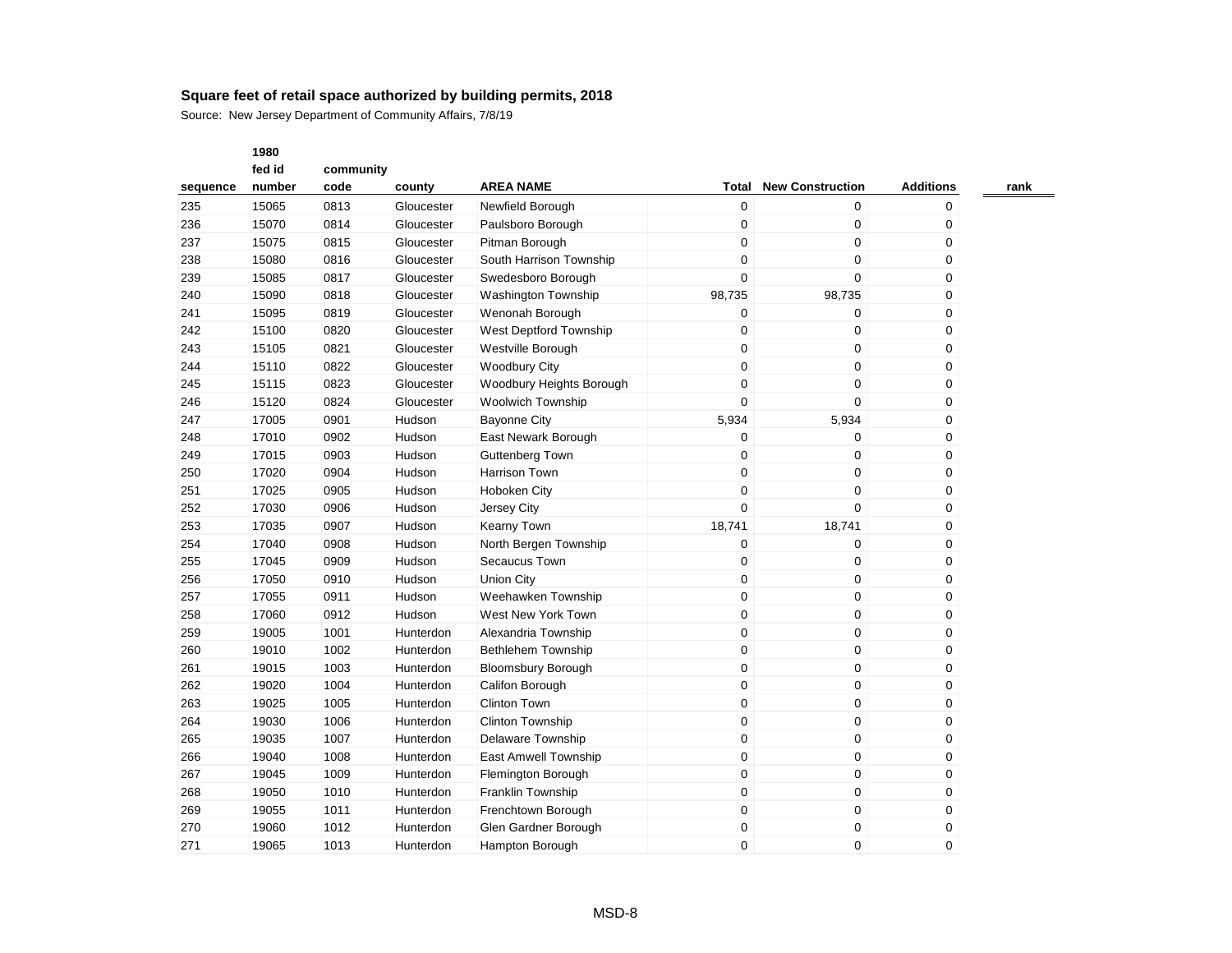## Square feet of retail space authorized by building permits, 2018

Source: New Jersey Department of Community Affairs, 7/8/19

| sequence | 1980 fed id number | community code | county | AREA NAME | Total | New Construction | Additions | rank |
|---|---|---|---|---|---|---|---|---|
| 235 | 15065 | 0813 | Gloucester | Newfield Borough | 0 | 0 | 0 | |
| 236 | 15070 | 0814 | Gloucester | Paulsboro Borough | 0 | 0 | 0 | |
| 237 | 15075 | 0815 | Gloucester | Pitman Borough | 0 | 0 | 0 | |
| 238 | 15080 | 0816 | Gloucester | South Harrison Township | 0 | 0 | 0 | |
| 239 | 15085 | 0817 | Gloucester | Swedesboro Borough | 0 | 0 | 0 | |
| 240 | 15090 | 0818 | Gloucester | Washington Township | 98,735 | 98,735 | 0 | |
| 241 | 15095 | 0819 | Gloucester | Wenonah Borough | 0 | 0 | 0 | |
| 242 | 15100 | 0820 | Gloucester | West Deptford Township | 0 | 0 | 0 | |
| 243 | 15105 | 0821 | Gloucester | Westville Borough | 0 | 0 | 0 | |
| 244 | 15110 | 0822 | Gloucester | Woodbury City | 0 | 0 | 0 | |
| 245 | 15115 | 0823 | Gloucester | Woodbury Heights Borough | 0 | 0 | 0 | |
| 246 | 15120 | 0824 | Gloucester | Woolwich Township | 0 | 0 | 0 | |
| 247 | 17005 | 0901 | Hudson | Bayonne City | 5,934 | 5,934 | 0 | |
| 248 | 17010 | 0902 | Hudson | East Newark Borough | 0 | 0 | 0 | |
| 249 | 17015 | 0903 | Hudson | Guttenberg Town | 0 | 0 | 0 | |
| 250 | 17020 | 0904 | Hudson | Harrison Town | 0 | 0 | 0 | |
| 251 | 17025 | 0905 | Hudson | Hoboken City | 0 | 0 | 0 | |
| 252 | 17030 | 0906 | Hudson | Jersey City | 0 | 0 | 0 | |
| 253 | 17035 | 0907 | Hudson | Kearny Town | 18,741 | 18,741 | 0 | |
| 254 | 17040 | 0908 | Hudson | North Bergen Township | 0 | 0 | 0 | |
| 255 | 17045 | 0909 | Hudson | Secaucus Town | 0 | 0 | 0 | |
| 256 | 17050 | 0910 | Hudson | Union City | 0 | 0 | 0 | |
| 257 | 17055 | 0911 | Hudson | Weehawken Township | 0 | 0 | 0 | |
| 258 | 17060 | 0912 | Hudson | West New York Town | 0 | 0 | 0 | |
| 259 | 19005 | 1001 | Hunterdon | Alexandria Township | 0 | 0 | 0 | |
| 260 | 19010 | 1002 | Hunterdon | Bethlehem Township | 0 | 0 | 0 | |
| 261 | 19015 | 1003 | Hunterdon | Bloomsbury Borough | 0 | 0 | 0 | |
| 262 | 19020 | 1004 | Hunterdon | Califon Borough | 0 | 0 | 0 | |
| 263 | 19025 | 1005 | Hunterdon | Clinton Town | 0 | 0 | 0 | |
| 264 | 19030 | 1006 | Hunterdon | Clinton Township | 0 | 0 | 0 | |
| 265 | 19035 | 1007 | Hunterdon | Delaware Township | 0 | 0 | 0 | |
| 266 | 19040 | 1008 | Hunterdon | East Amwell Township | 0 | 0 | 0 | |
| 267 | 19045 | 1009 | Hunterdon | Flemington Borough | 0 | 0 | 0 | |
| 268 | 19050 | 1010 | Hunterdon | Franklin Township | 0 | 0 | 0 | |
| 269 | 19055 | 1011 | Hunterdon | Frenchtown Borough | 0 | 0 | 0 | |
| 270 | 19060 | 1012 | Hunterdon | Glen Gardner Borough | 0 | 0 | 0 | |
| 271 | 19065 | 1013 | Hunterdon | Hampton Borough | 0 | 0 | 0 | |

MSD-8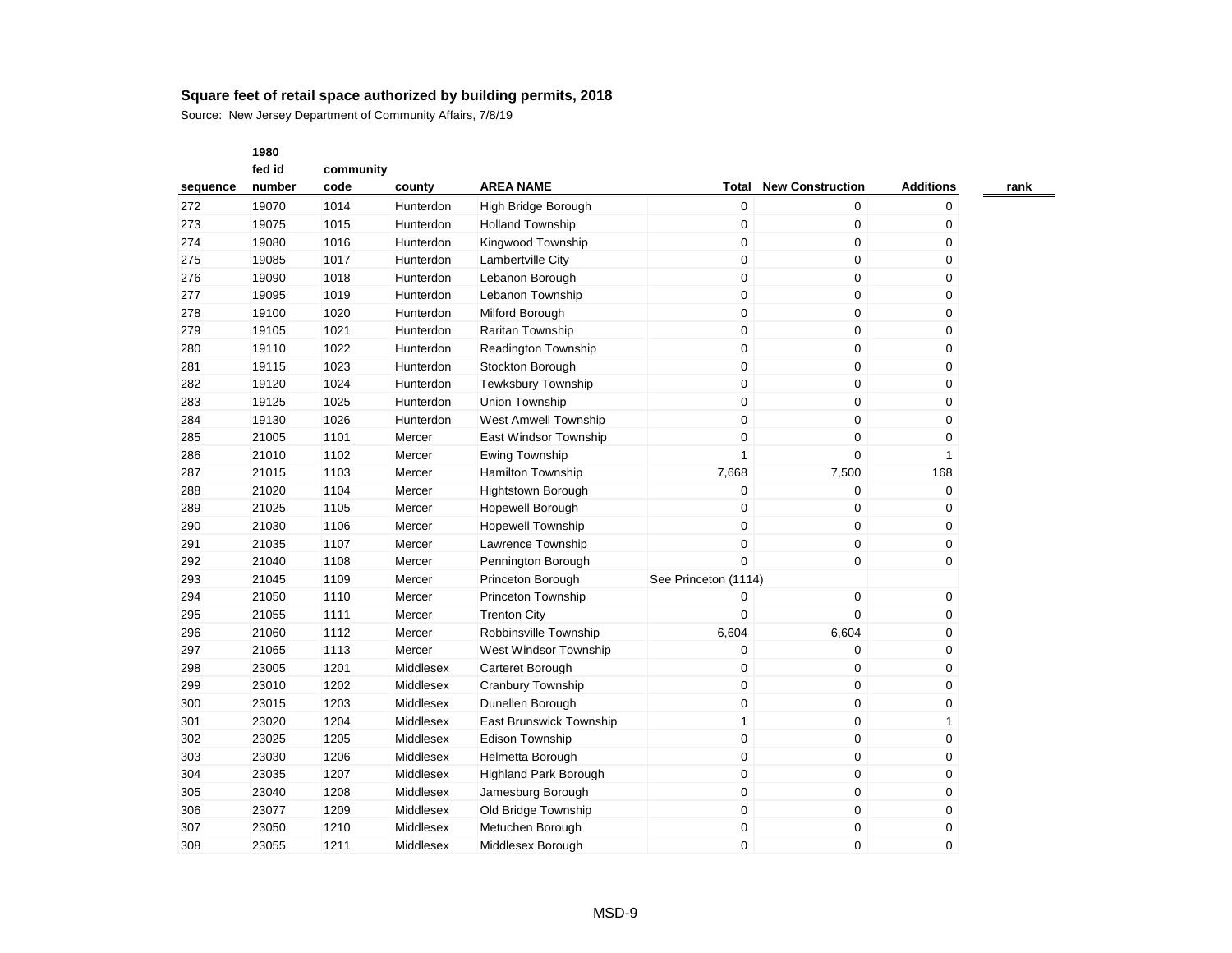## Square feet of retail space authorized by building permits, 2018

Source: New Jersey Department of Community Affairs, 7/8/19

| sequence | 1980 fed id number | community code | county | AREA NAME | Total | New Construction | Additions | rank |
|---|---|---|---|---|---|---|---|---|
| 272 | 19070 | 1014 | Hunterdon | High Bridge Borough | 0 | 0 | 0 | |
| 273 | 19075 | 1015 | Hunterdon | Holland Township | 0 | 0 | 0 | |
| 274 | 19080 | 1016 | Hunterdon | Kingwood Township | 0 | 0 | 0 | |
| 275 | 19085 | 1017 | Hunterdon | Lambertville City | 0 | 0 | 0 | |
| 276 | 19090 | 1018 | Hunterdon | Lebanon Borough | 0 | 0 | 0 | |
| 277 | 19095 | 1019 | Hunterdon | Lebanon Township | 0 | 0 | 0 | |
| 278 | 19100 | 1020 | Hunterdon | Milford Borough | 0 | 0 | 0 | |
| 279 | 19105 | 1021 | Hunterdon | Raritan Township | 0 | 0 | 0 | |
| 280 | 19110 | 1022 | Hunterdon | Readington Township | 0 | 0 | 0 | |
| 281 | 19115 | 1023 | Hunterdon | Stockton Borough | 0 | 0 | 0 | |
| 282 | 19120 | 1024 | Hunterdon | Tewksbury Township | 0 | 0 | 0 | |
| 283 | 19125 | 1025 | Hunterdon | Union Township | 0 | 0 | 0 | |
| 284 | 19130 | 1026 | Hunterdon | West Amwell Township | 0 | 0 | 0 | |
| 285 | 21005 | 1101 | Mercer | East Windsor Township | 0 | 0 | 0 | |
| 286 | 21010 | 1102 | Mercer | Ewing Township | 1 | 0 | 1 | |
| 287 | 21015 | 1103 | Mercer | Hamilton Township | 7,668 | 7,500 | 168 | |
| 288 | 21020 | 1104 | Mercer | Hightstown Borough | 0 | 0 | 0 | |
| 289 | 21025 | 1105 | Mercer | Hopewell Borough | 0 | 0 | 0 | |
| 290 | 21030 | 1106 | Mercer | Hopewell Township | 0 | 0 | 0 | |
| 291 | 21035 | 1107 | Mercer | Lawrence Township | 0 | 0 | 0 | |
| 292 | 21040 | 1108 | Mercer | Pennington Borough | 0 | 0 | 0 | |
| 293 | 21045 | 1109 | Mercer | Princeton Borough | See Princeton (1114) | | | |
| 294 | 21050 | 1110 | Mercer | Princeton Township | 0 | 0 | 0 | |
| 295 | 21055 | 1111 | Mercer | Trenton City | 0 | 0 | 0 | |
| 296 | 21060 | 1112 | Mercer | Robbinsville Township | 6,604 | 6,604 | 0 | |
| 297 | 21065 | 1113 | Mercer | West Windsor Township | 0 | 0 | 0 | |
| 298 | 23005 | 1201 | Middlesex | Carteret Borough | 0 | 0 | 0 | |
| 299 | 23010 | 1202 | Middlesex | Cranbury Township | 0 | 0 | 0 | |
| 300 | 23015 | 1203 | Middlesex | Dunellen Borough | 0 | 0 | 0 | |
| 301 | 23020 | 1204 | Middlesex | East Brunswick Township | 1 | 0 | 1 | |
| 302 | 23025 | 1205 | Middlesex | Edison Township | 0 | 0 | 0 | |
| 303 | 23030 | 1206 | Middlesex | Helmetta Borough | 0 | 0 | 0 | |
| 304 | 23035 | 1207 | Middlesex | Highland Park Borough | 0 | 0 | 0 | |
| 305 | 23040 | 1208 | Middlesex | Jamesburg Borough | 0 | 0 | 0 | |
| 306 | 23077 | 1209 | Middlesex | Old Bridge Township | 0 | 0 | 0 | |
| 307 | 23050 | 1210 | Middlesex | Metuchen Borough | 0 | 0 | 0 | |
| 308 | 23055 | 1211 | Middlesex | Middlesex Borough | 0 | 0 | 0 | |

MSD-9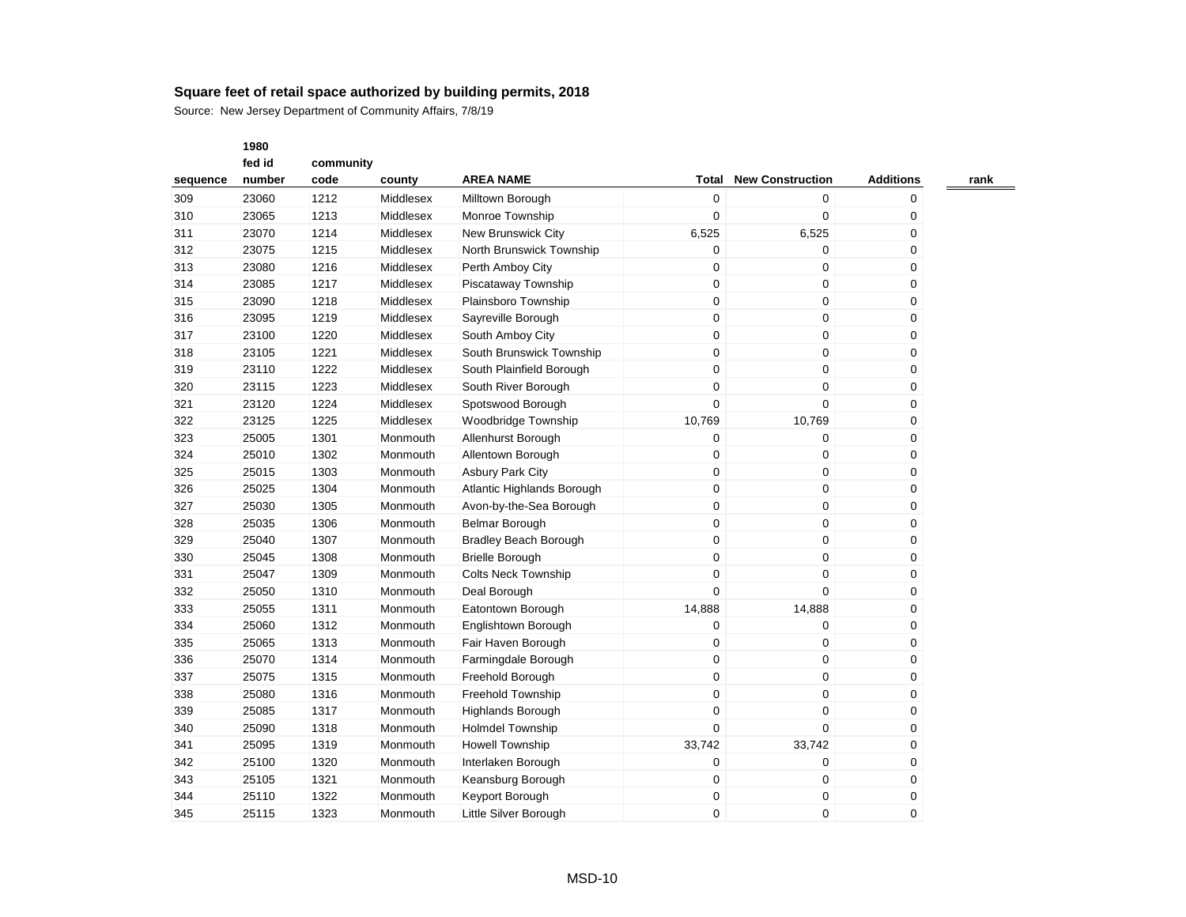## Square feet of retail space authorized by building permits, 2018

Source: New Jersey Department of Community Affairs, 7/8/19

| sequence | 1980 fed id number | community code | county | AREA NAME | Total | New Construction | Additions | rank |
|---|---|---|---|---|---|---|---|---|
| 309 | 23060 | 1212 | Middlesex | Milltown Borough | 0 | 0 | 0 | |
| 310 | 23065 | 1213 | Middlesex | Monroe Township | 0 | 0 | 0 | |
| 311 | 23070 | 1214 | Middlesex | New Brunswick City | 6,525 | 6,525 | 0 | |
| 312 | 23075 | 1215 | Middlesex | North Brunswick Township | 0 | 0 | 0 | |
| 313 | 23080 | 1216 | Middlesex | Perth Amboy City | 0 | 0 | 0 | |
| 314 | 23085 | 1217 | Middlesex | Piscataway Township | 0 | 0 | 0 | |
| 315 | 23090 | 1218 | Middlesex | Plainsboro Township | 0 | 0 | 0 | |
| 316 | 23095 | 1219 | Middlesex | Sayreville Borough | 0 | 0 | 0 | |
| 317 | 23100 | 1220 | Middlesex | South Amboy City | 0 | 0 | 0 | |
| 318 | 23105 | 1221 | Middlesex | South Brunswick Township | 0 | 0 | 0 | |
| 319 | 23110 | 1222 | Middlesex | South Plainfield Borough | 0 | 0 | 0 | |
| 320 | 23115 | 1223 | Middlesex | South River Borough | 0 | 0 | 0 | |
| 321 | 23120 | 1224 | Middlesex | Spotswood Borough | 0 | 0 | 0 | |
| 322 | 23125 | 1225 | Middlesex | Woodbridge Township | 10,769 | 10,769 | 0 | |
| 323 | 25005 | 1301 | Monmouth | Allenhurst Borough | 0 | 0 | 0 | |
| 324 | 25010 | 1302 | Monmouth | Allentown Borough | 0 | 0 | 0 | |
| 325 | 25015 | 1303 | Monmouth | Asbury Park City | 0 | 0 | 0 | |
| 326 | 25025 | 1304 | Monmouth | Atlantic Highlands Borough | 0 | 0 | 0 | |
| 327 | 25030 | 1305 | Monmouth | Avon-by-the-Sea Borough | 0 | 0 | 0 | |
| 328 | 25035 | 1306 | Monmouth | Belmar Borough | 0 | 0 | 0 | |
| 329 | 25040 | 1307 | Monmouth | Bradley Beach Borough | 0 | 0 | 0 | |
| 330 | 25045 | 1308 | Monmouth | Brielle Borough | 0 | 0 | 0 | |
| 331 | 25047 | 1309 | Monmouth | Colts Neck Township | 0 | 0 | 0 | |
| 332 | 25050 | 1310 | Monmouth | Deal Borough | 0 | 0 | 0 | |
| 333 | 25055 | 1311 | Monmouth | Eatontown Borough | 14,888 | 14,888 | 0 | |
| 334 | 25060 | 1312 | Monmouth | Englishtown Borough | 0 | 0 | 0 | |
| 335 | 25065 | 1313 | Monmouth | Fair Haven Borough | 0 | 0 | 0 | |
| 336 | 25070 | 1314 | Monmouth | Farmingdale Borough | 0 | 0 | 0 | |
| 337 | 25075 | 1315 | Monmouth | Freehold Borough | 0 | 0 | 0 | |
| 338 | 25080 | 1316 | Monmouth | Freehold Township | 0 | 0 | 0 | |
| 339 | 25085 | 1317 | Monmouth | Highlands Borough | 0 | 0 | 0 | |
| 340 | 25090 | 1318 | Monmouth | Holmdel Township | 0 | 0 | 0 | |
| 341 | 25095 | 1319 | Monmouth | Howell Township | 33,742 | 33,742 | 0 | |
| 342 | 25100 | 1320 | Monmouth | Interlaken Borough | 0 | 0 | 0 | |
| 343 | 25105 | 1321 | Monmouth | Keansburg Borough | 0 | 0 | 0 | |
| 344 | 25110 | 1322 | Monmouth | Keyport Borough | 0 | 0 | 0 | |
| 345 | 25115 | 1323 | Monmouth | Little Silver Borough | 0 | 0 | 0 | |

MSD-10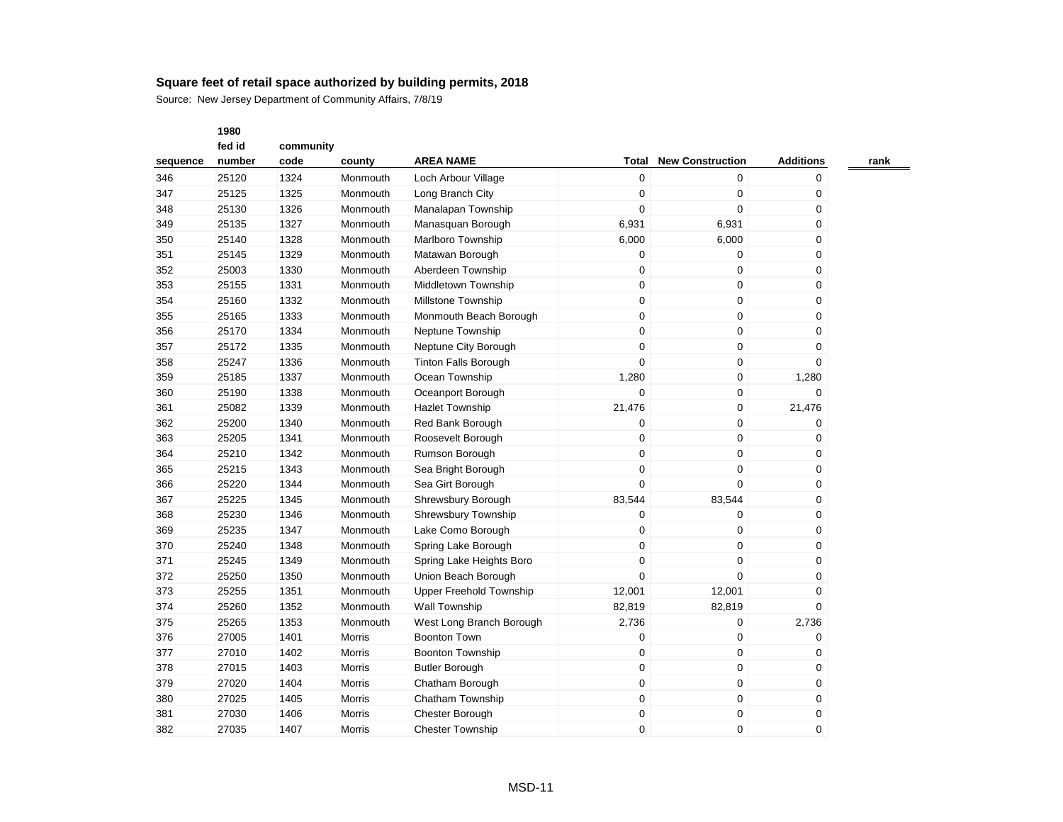## Square feet of retail space authorized by building permits, 2018

Source: New Jersey Department of Community Affairs, 7/8/19

| sequence | 1980 fed id number | community code | county | AREA NAME | Total | New Construction | Additions | rank |
|---|---|---|---|---|---|---|---|---|
| 346 | 25120 | 1324 | Monmouth | Loch Arbour Village | 0 | 0 | 0 | |
| 347 | 25125 | 1325 | Monmouth | Long Branch City | 0 | 0 | 0 | |
| 348 | 25130 | 1326 | Monmouth | Manalapan Township | 0 | 0 | 0 | |
| 349 | 25135 | 1327 | Monmouth | Manasquan Borough | 6,931 | 6,931 | 0 | |
| 350 | 25140 | 1328 | Monmouth | Marlboro Township | 6,000 | 6,000 | 0 | |
| 351 | 25145 | 1329 | Monmouth | Matawan Borough | 0 | 0 | 0 | |
| 352 | 25003 | 1330 | Monmouth | Aberdeen Township | 0 | 0 | 0 | |
| 353 | 25155 | 1331 | Monmouth | Middletown Township | 0 | 0 | 0 | |
| 354 | 25160 | 1332 | Monmouth | Millstone Township | 0 | 0 | 0 | |
| 355 | 25165 | 1333 | Monmouth | Monmouth Beach Borough | 0 | 0 | 0 | |
| 356 | 25170 | 1334 | Monmouth | Neptune Township | 0 | 0 | 0 | |
| 357 | 25172 | 1335 | Monmouth | Neptune City Borough | 0 | 0 | 0 | |
| 358 | 25247 | 1336 | Monmouth | Tinton Falls Borough | 0 | 0 | 0 | |
| 359 | 25185 | 1337 | Monmouth | Ocean Township | 1,280 | 0 | 1,280 | |
| 360 | 25190 | 1338 | Monmouth | Oceanport Borough | 0 | 0 | 0 | |
| 361 | 25082 | 1339 | Monmouth | Hazlet Township | 21,476 | 0 | 21,476 | |
| 362 | 25200 | 1340 | Monmouth | Red Bank Borough | 0 | 0 | 0 | |
| 363 | 25205 | 1341 | Monmouth | Roosevelt Borough | 0 | 0 | 0 | |
| 364 | 25210 | 1342 | Monmouth | Rumson Borough | 0 | 0 | 0 | |
| 365 | 25215 | 1343 | Monmouth | Sea Bright Borough | 0 | 0 | 0 | |
| 366 | 25220 | 1344 | Monmouth | Sea Girt Borough | 0 | 0 | 0 | |
| 367 | 25225 | 1345 | Monmouth | Shrewsbury Borough | 83,544 | 83,544 | 0 | |
| 368 | 25230 | 1346 | Monmouth | Shrewsbury Township | 0 | 0 | 0 | |
| 369 | 25235 | 1347 | Monmouth | Lake Como Borough | 0 | 0 | 0 | |
| 370 | 25240 | 1348 | Monmouth | Spring Lake Borough | 0 | 0 | 0 | |
| 371 | 25245 | 1349 | Monmouth | Spring Lake Heights Boro | 0 | 0 | 0 | |
| 372 | 25250 | 1350 | Monmouth | Union Beach Borough | 0 | 0 | 0 | |
| 373 | 25255 | 1351 | Monmouth | Upper Freehold Township | 12,001 | 12,001 | 0 | |
| 374 | 25260 | 1352 | Monmouth | Wall Township | 82,819 | 82,819 | 0 | |
| 375 | 25265 | 1353 | Monmouth | West Long Branch Borough | 2,736 | 0 | 2,736 | |
| 376 | 27005 | 1401 | Morris | Boonton Town | 0 | 0 | 0 | |
| 377 | 27010 | 1402 | Morris | Boonton Township | 0 | 0 | 0 | |
| 378 | 27015 | 1403 | Morris | Butler Borough | 0 | 0 | 0 | |
| 379 | 27020 | 1404 | Morris | Chatham Borough | 0 | 0 | 0 | |
| 380 | 27025 | 1405 | Morris | Chatham Township | 0 | 0 | 0 | |
| 381 | 27030 | 1406 | Morris | Chester Borough | 0 | 0 | 0 | |
| 382 | 27035 | 1407 | Morris | Chester Township | 0 | 0 | 0 | |

MSD-11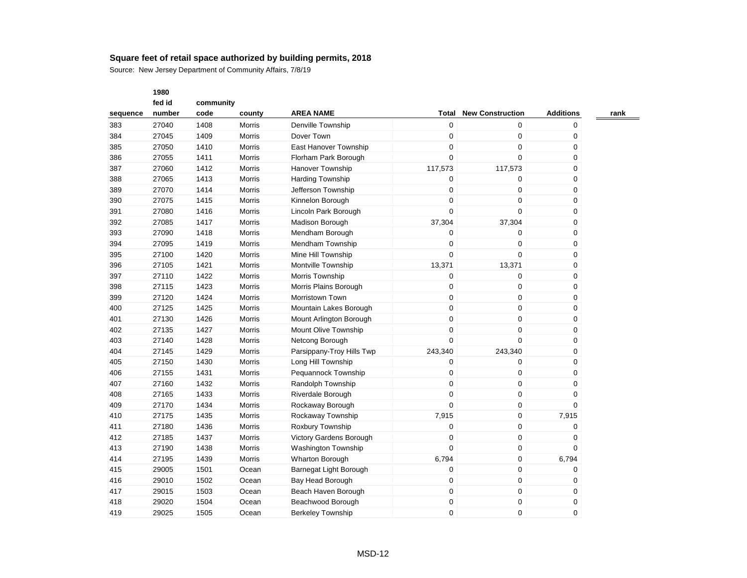## Square feet of retail space authorized by building permits, 2018

Source: New Jersey Department of Community Affairs, 7/8/19

| sequence | 1980 fed id number | community code | county | AREA NAME | Total | New Construction | Additions | rank |
|---|---|---|---|---|---|---|---|---|
| 383 | 27040 | 1408 | Morris | Denville Township | 0 | 0 | 0 | |
| 384 | 27045 | 1409 | Morris | Dover Town | 0 | 0 | 0 | |
| 385 | 27050 | 1410 | Morris | East Hanover Township | 0 | 0 | 0 | |
| 386 | 27055 | 1411 | Morris | Florham Park Borough | 0 | 0 | 0 | |
| 387 | 27060 | 1412 | Morris | Hanover Township | 117,573 | 117,573 | 0 | |
| 388 | 27065 | 1413 | Morris | Harding Township | 0 | 0 | 0 | |
| 389 | 27070 | 1414 | Morris | Jefferson Township | 0 | 0 | 0 | |
| 390 | 27075 | 1415 | Morris | Kinnelon Borough | 0 | 0 | 0 | |
| 391 | 27080 | 1416 | Morris | Lincoln Park Borough | 0 | 0 | 0 | |
| 392 | 27085 | 1417 | Morris | Madison Borough | 37,304 | 37,304 | 0 | |
| 393 | 27090 | 1418 | Morris | Mendham Borough | 0 | 0 | 0 | |
| 394 | 27095 | 1419 | Morris | Mendham Township | 0 | 0 | 0 | |
| 395 | 27100 | 1420 | Morris | Mine Hill Township | 0 | 0 | 0 | |
| 396 | 27105 | 1421 | Morris | Montville Township | 13,371 | 13,371 | 0 | |
| 397 | 27110 | 1422 | Morris | Morris Township | 0 | 0 | 0 | |
| 398 | 27115 | 1423 | Morris | Morris Plains Borough | 0 | 0 | 0 | |
| 399 | 27120 | 1424 | Morris | Morristown Town | 0 | 0 | 0 | |
| 400 | 27125 | 1425 | Morris | Mountain Lakes Borough | 0 | 0 | 0 | |
| 401 | 27130 | 1426 | Morris | Mount Arlington Borough | 0 | 0 | 0 | |
| 402 | 27135 | 1427 | Morris | Mount Olive Township | 0 | 0 | 0 | |
| 403 | 27140 | 1428 | Morris | Netcong Borough | 0 | 0 | 0 | |
| 404 | 27145 | 1429 | Morris | Parsippany-Troy Hills Twp | 243,340 | 243,340 | 0 | |
| 405 | 27150 | 1430 | Morris | Long Hill Township | 0 | 0 | 0 | |
| 406 | 27155 | 1431 | Morris | Pequannock Township | 0 | 0 | 0 | |
| 407 | 27160 | 1432 | Morris | Randolph Township | 0 | 0 | 0 | |
| 408 | 27165 | 1433 | Morris | Riverdale Borough | 0 | 0 | 0 | |
| 409 | 27170 | 1434 | Morris | Rockaway Borough | 0 | 0 | 0 | |
| 410 | 27175 | 1435 | Morris | Rockaway Township | 7,915 | 0 | 7,915 | |
| 411 | 27180 | 1436 | Morris | Roxbury Township | 0 | 0 | 0 | |
| 412 | 27185 | 1437 | Morris | Victory Gardens Borough | 0 | 0 | 0 | |
| 413 | 27190 | 1438 | Morris | Washington Township | 0 | 0 | 0 | |
| 414 | 27195 | 1439 | Morris | Wharton Borough | 6,794 | 0 | 6,794 | |
| 415 | 29005 | 1501 | Ocean | Barnegat Light Borough | 0 | 0 | 0 | |
| 416 | 29010 | 1502 | Ocean | Bay Head Borough | 0 | 0 | 0 | |
| 417 | 29015 | 1503 | Ocean | Beach Haven Borough | 0 | 0 | 0 | |
| 418 | 29020 | 1504 | Ocean | Beachwood Borough | 0 | 0 | 0 | |
| 419 | 29025 | 1505 | Ocean | Berkeley Township | 0 | 0 | 0 | |

MSD-12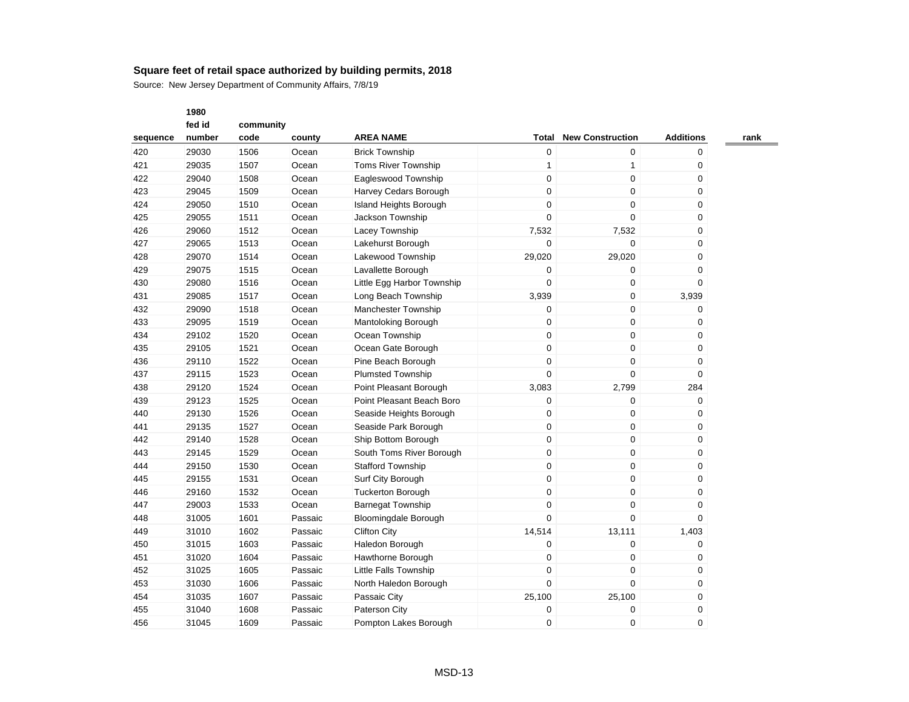## Square feet of retail space authorized by building permits, 2018

Source: New Jersey Department of Community Affairs, 7/8/19

| sequence | 1980 fed id number | community code | county | AREA NAME | Total | New Construction | Additions | rank |
|---|---|---|---|---|---|---|---|---|
| 420 | 29030 | 1506 | Ocean | Brick Township | 0 | 0 | 0 | |
| 421 | 29035 | 1507 | Ocean | Toms River Township | 1 | 1 | 0 | |
| 422 | 29040 | 1508 | Ocean | Eagleswood Township | 0 | 0 | 0 | |
| 423 | 29045 | 1509 | Ocean | Harvey Cedars Borough | 0 | 0 | 0 | |
| 424 | 29050 | 1510 | Ocean | Island Heights Borough | 0 | 0 | 0 | |
| 425 | 29055 | 1511 | Ocean | Jackson Township | 0 | 0 | 0 | |
| 426 | 29060 | 1512 | Ocean | Lacey Township | 7,532 | 7,532 | 0 | |
| 427 | 29065 | 1513 | Ocean | Lakehurst Borough | 0 | 0 | 0 | |
| 428 | 29070 | 1514 | Ocean | Lakewood Township | 29,020 | 29,020 | 0 | |
| 429 | 29075 | 1515 | Ocean | Lavallette Borough | 0 | 0 | 0 | |
| 430 | 29080 | 1516 | Ocean | Little Egg Harbor Township | 0 | 0 | 0 | |
| 431 | 29085 | 1517 | Ocean | Long Beach Township | 3,939 | 0 | 3,939 | |
| 432 | 29090 | 1518 | Ocean | Manchester Township | 0 | 0 | 0 | |
| 433 | 29095 | 1519 | Ocean | Mantoloking Borough | 0 | 0 | 0 | |
| 434 | 29102 | 1520 | Ocean | Ocean Township | 0 | 0 | 0 | |
| 435 | 29105 | 1521 | Ocean | Ocean Gate Borough | 0 | 0 | 0 | |
| 436 | 29110 | 1522 | Ocean | Pine Beach Borough | 0 | 0 | 0 | |
| 437 | 29115 | 1523 | Ocean | Plumsted Township | 0 | 0 | 0 | |
| 438 | 29120 | 1524 | Ocean | Point Pleasant Borough | 3,083 | 2,799 | 284 | |
| 439 | 29123 | 1525 | Ocean | Point Pleasant Beach Boro | 0 | 0 | 0 | |
| 440 | 29130 | 1526 | Ocean | Seaside Heights Borough | 0 | 0 | 0 | |
| 441 | 29135 | 1527 | Ocean | Seaside Park Borough | 0 | 0 | 0 | |
| 442 | 29140 | 1528 | Ocean | Ship Bottom Borough | 0 | 0 | 0 | |
| 443 | 29145 | 1529 | Ocean | South Toms River Borough | 0 | 0 | 0 | |
| 444 | 29150 | 1530 | Ocean | Stafford Township | 0 | 0 | 0 | |
| 445 | 29155 | 1531 | Ocean | Surf City Borough | 0 | 0 | 0 | |
| 446 | 29160 | 1532 | Ocean | Tuckerton Borough | 0 | 0 | 0 | |
| 447 | 29003 | 1533 | Ocean | Barnegat Township | 0 | 0 | 0 | |
| 448 | 31005 | 1601 | Passaic | Bloomingdale Borough | 0 | 0 | 0 | |
| 449 | 31010 | 1602 | Passaic | Clifton City | 14,514 | 13,111 | 1,403 | |
| 450 | 31015 | 1603 | Passaic | Haledon Borough | 0 | 0 | 0 | |
| 451 | 31020 | 1604 | Passaic | Hawthorne Borough | 0 | 0 | 0 | |
| 452 | 31025 | 1605 | Passaic | Little Falls Township | 0 | 0 | 0 | |
| 453 | 31030 | 1606 | Passaic | North Haledon Borough | 0 | 0 | 0 | |
| 454 | 31035 | 1607 | Passaic | Passaic City | 25,100 | 25,100 | 0 | |
| 455 | 31040 | 1608 | Passaic | Paterson City | 0 | 0 | 0 | |
| 456 | 31045 | 1609 | Passaic | Pompton Lakes Borough | 0 | 0 | 0 | |

MSD-13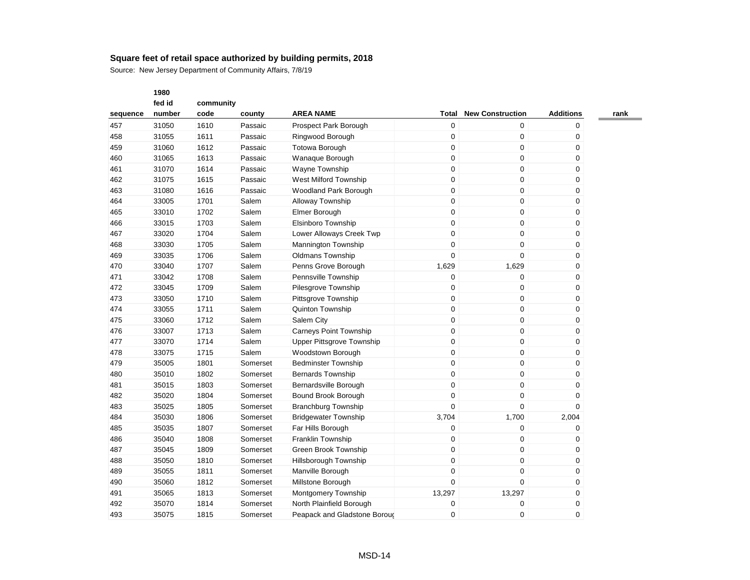## Square feet of retail space authorized by building permits, 2018

Source: New Jersey Department of Community Affairs, 7/8/19

| sequence | 1980 fed id number | community code | county | AREA NAME | Total | New Construction | Additions | rank |
|---|---|---|---|---|---|---|---|---|
| 457 | 31050 | 1610 | Passaic | Prospect Park Borough | 0 | 0 | 0 | |
| 458 | 31055 | 1611 | Passaic | Ringwood Borough | 0 | 0 | 0 | |
| 459 | 31060 | 1612 | Passaic | Totowa Borough | 0 | 0 | 0 | |
| 460 | 31065 | 1613 | Passaic | Wanaque Borough | 0 | 0 | 0 | |
| 461 | 31070 | 1614 | Passaic | Wayne Township | 0 | 0 | 0 | |
| 462 | 31075 | 1615 | Passaic | West Milford Township | 0 | 0 | 0 | |
| 463 | 31080 | 1616 | Passaic | Woodland Park Borough | 0 | 0 | 0 | |
| 464 | 33005 | 1701 | Salem | Alloway Township | 0 | 0 | 0 | |
| 465 | 33010 | 1702 | Salem | Elmer Borough | 0 | 0 | 0 | |
| 466 | 33015 | 1703 | Salem | Elsinboro Township | 0 | 0 | 0 | |
| 467 | 33020 | 1704 | Salem | Lower Alloways Creek Twp | 0 | 0 | 0 | |
| 468 | 33030 | 1705 | Salem | Mannington Township | 0 | 0 | 0 | |
| 469 | 33035 | 1706 | Salem | Oldmans Township | 0 | 0 | 0 | |
| 470 | 33040 | 1707 | Salem | Penns Grove Borough | 1,629 | 1,629 | 0 | |
| 471 | 33042 | 1708 | Salem | Pennsville Township | 0 | 0 | 0 | |
| 472 | 33045 | 1709 | Salem | Pilesgrove Township | 0 | 0 | 0 | |
| 473 | 33050 | 1710 | Salem | Pittsgrove Township | 0 | 0 | 0 | |
| 474 | 33055 | 1711 | Salem | Quinton Township | 0 | 0 | 0 | |
| 475 | 33060 | 1712 | Salem | Salem City | 0 | 0 | 0 | |
| 476 | 33007 | 1713 | Salem | Carneys Point Township | 0 | 0 | 0 | |
| 477 | 33070 | 1714 | Salem | Upper Pittsgrove Township | 0 | 0 | 0 | |
| 478 | 33075 | 1715 | Salem | Woodstown Borough | 0 | 0 | 0 | |
| 479 | 35005 | 1801 | Somerset | Bedminster Township | 0 | 0 | 0 | |
| 480 | 35010 | 1802 | Somerset | Bernards Township | 0 | 0 | 0 | |
| 481 | 35015 | 1803 | Somerset | Bernardsville Borough | 0 | 0 | 0 | |
| 482 | 35020 | 1804 | Somerset | Bound Brook Borough | 0 | 0 | 0 | |
| 483 | 35025 | 1805 | Somerset | Branchburg Township | 0 | 0 | 0 | |
| 484 | 35030 | 1806 | Somerset | Bridgewater Township | 3,704 | 1,700 | 2,004 | |
| 485 | 35035 | 1807 | Somerset | Far Hills Borough | 0 | 0 | 0 | |
| 486 | 35040 | 1808 | Somerset | Franklin Township | 0 | 0 | 0 | |
| 487 | 35045 | 1809 | Somerset | Green Brook Township | 0 | 0 | 0 | |
| 488 | 35050 | 1810 | Somerset | Hillsborough Township | 0 | 0 | 0 | |
| 489 | 35055 | 1811 | Somerset | Manville Borough | 0 | 0 | 0 | |
| 490 | 35060 | 1812 | Somerset | Millstone Borough | 0 | 0 | 0 | |
| 491 | 35065 | 1813 | Somerset | Montgomery Township | 13,297 | 13,297 | 0 | |
| 492 | 35070 | 1814 | Somerset | North Plainfield Borough | 0 | 0 | 0 | |
| 493 | 35075 | 1815 | Somerset | Peapack and Gladstone Boroug | 0 | 0 | 0 | |

MSD-14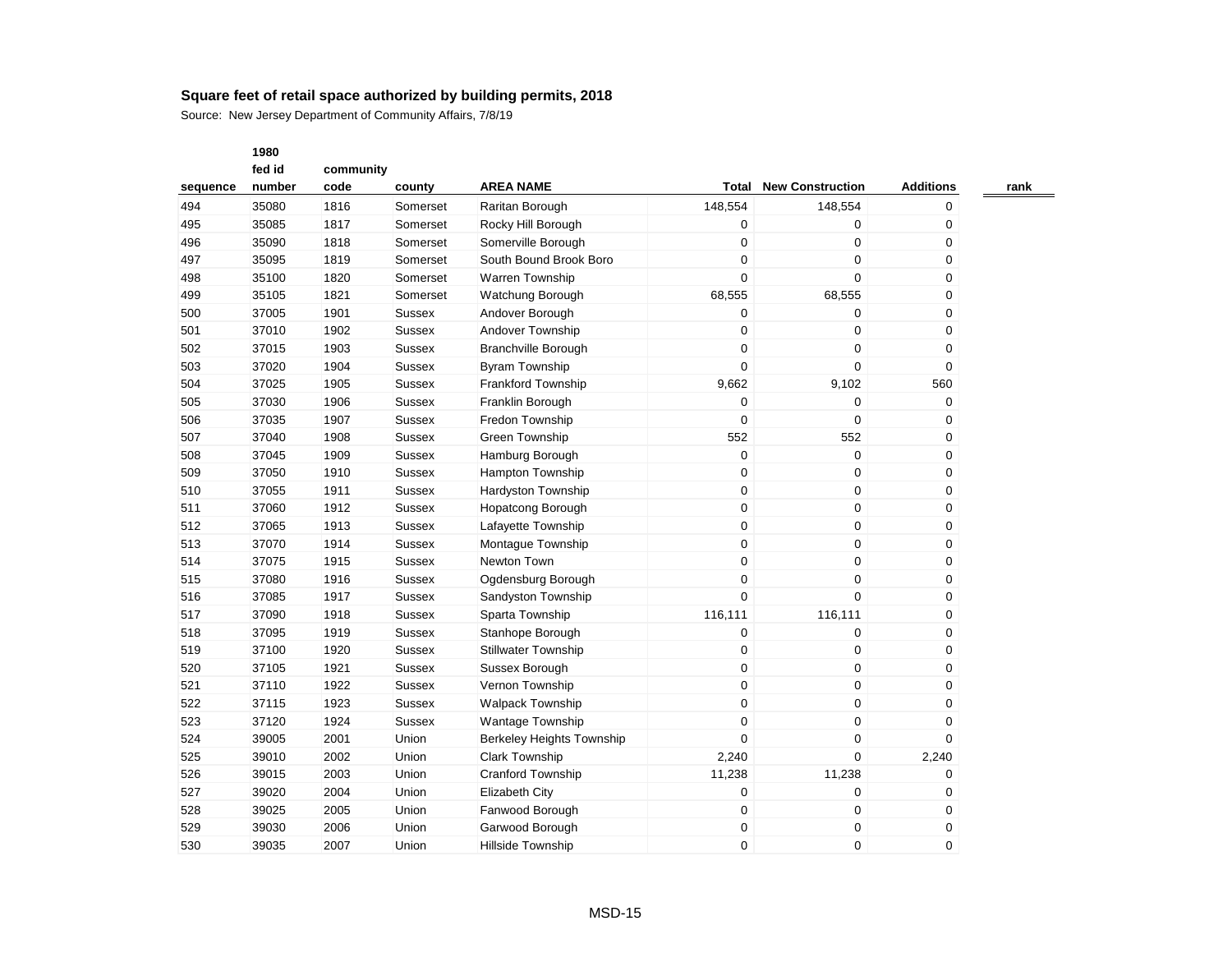**Square feet of retail space authorized by building permits, 2018**

Source: New Jersey Department of Community Affairs, 7/8/19

| sequence | 1980 fed id number | community code | county | AREA NAME | Total | New Construction | Additions | rank |
|---|---|---|---|---|---|---|---|---|
| 494 | 35080 | 1816 | Somerset | Raritan Borough | 148,554 | 148,554 | 0 | |
| 495 | 35085 | 1817 | Somerset | Rocky Hill Borough | 0 | 0 | 0 | |
| 496 | 35090 | 1818 | Somerset | Somerville Borough | 0 | 0 | 0 | |
| 497 | 35095 | 1819 | Somerset | South Bound Brook Boro | 0 | 0 | 0 | |
| 498 | 35100 | 1820 | Somerset | Warren Township | 0 | 0 | 0 | |
| 499 | 35105 | 1821 | Somerset | Watchung Borough | 68,555 | 68,555 | 0 | |
| 500 | 37005 | 1901 | Sussex | Andover Borough | 0 | 0 | 0 | |
| 501 | 37010 | 1902 | Sussex | Andover Township | 0 | 0 | 0 | |
| 502 | 37015 | 1903 | Sussex | Branchville Borough | 0 | 0 | 0 | |
| 503 | 37020 | 1904 | Sussex | Byram Township | 0 | 0 | 0 | |
| 504 | 37025 | 1905 | Sussex | Frankford Township | 9,662 | 9,102 | 560 | |
| 505 | 37030 | 1906 | Sussex | Franklin Borough | 0 | 0 | 0 | |
| 506 | 37035 | 1907 | Sussex | Fredon Township | 0 | 0 | 0 | |
| 507 | 37040 | 1908 | Sussex | Green Township | 552 | 552 | 0 | |
| 508 | 37045 | 1909 | Sussex | Hamburg Borough | 0 | 0 | 0 | |
| 509 | 37050 | 1910 | Sussex | Hampton Township | 0 | 0 | 0 | |
| 510 | 37055 | 1911 | Sussex | Hardyston Township | 0 | 0 | 0 | |
| 511 | 37060 | 1912 | Sussex | Hopatcong Borough | 0 | 0 | 0 | |
| 512 | 37065 | 1913 | Sussex | Lafayette Township | 0 | 0 | 0 | |
| 513 | 37070 | 1914 | Sussex | Montague Township | 0 | 0 | 0 | |
| 514 | 37075 | 1915 | Sussex | Newton Town | 0 | 0 | 0 | |
| 515 | 37080 | 1916 | Sussex | Ogdensburg Borough | 0 | 0 | 0 | |
| 516 | 37085 | 1917 | Sussex | Sandyston Township | 0 | 0 | 0 | |
| 517 | 37090 | 1918 | Sussex | Sparta Township | 116,111 | 116,111 | 0 | |
| 518 | 37095 | 1919 | Sussex | Stanhope Borough | 0 | 0 | 0 | |
| 519 | 37100 | 1920 | Sussex | Stillwater Township | 0 | 0 | 0 | |
| 520 | 37105 | 1921 | Sussex | Sussex Borough | 0 | 0 | 0 | |
| 521 | 37110 | 1922 | Sussex | Vernon Township | 0 | 0 | 0 | |
| 522 | 37115 | 1923 | Sussex | Walpack Township | 0 | 0 | 0 | |
| 523 | 37120 | 1924 | Sussex | Wantage Township | 0 | 0 | 0 | |
| 524 | 39005 | 2001 | Union | Berkeley Heights Township | 0 | 0 | 0 | |
| 525 | 39010 | 2002 | Union | Clark Township | 2,240 | 0 | 2,240 | |
| 526 | 39015 | 2003 | Union | Cranford Township | 11,238 | 11,238 | 0 | |
| 527 | 39020 | 2004 | Union | Elizabeth City | 0 | 0 | 0 | |
| 528 | 39025 | 2005 | Union | Fanwood Borough | 0 | 0 | 0 | |
| 529 | 39030 | 2006 | Union | Garwood Borough | 0 | 0 | 0 | |
| 530 | 39035 | 2007 | Union | Hillside Township | 0 | 0 | 0 | |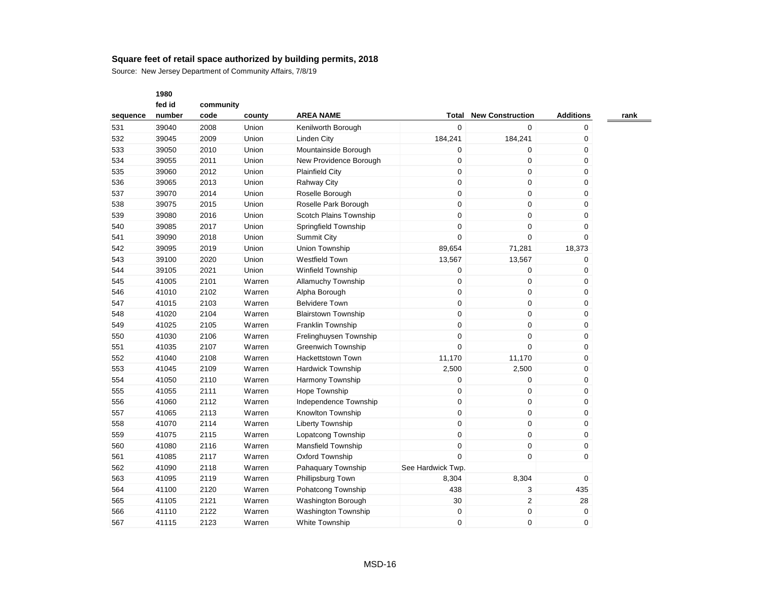**Square feet of retail space authorized by building permits, 2018**

Source: New Jersey Department of Community Affairs, 7/8/19

| sequence | 1980 fed id number | community code | county | AREA NAME | Total | New Construction | Additions | rank |
|---|---|---|---|---|---|---|---|---|
| 531 | 39040 | 2008 | Union | Kenilworth Borough | 0 | 0 | 0 | |
| 532 | 39045 | 2009 | Union | Linden City | 184,241 | 184,241 | 0 | |
| 533 | 39050 | 2010 | Union | Mountainside Borough | 0 | 0 | 0 | |
| 534 | 39055 | 2011 | Union | New Providence Borough | 0 | 0 | 0 | |
| 535 | 39060 | 2012 | Union | Plainfield City | 0 | 0 | 0 | |
| 536 | 39065 | 2013 | Union | Rahway City | 0 | 0 | 0 | |
| 537 | 39070 | 2014 | Union | Roselle Borough | 0 | 0 | 0 | |
| 538 | 39075 | 2015 | Union | Roselle Park Borough | 0 | 0 | 0 | |
| 539 | 39080 | 2016 | Union | Scotch Plains Township | 0 | 0 | 0 | |
| 540 | 39085 | 2017 | Union | Springfield Township | 0 | 0 | 0 | |
| 541 | 39090 | 2018 | Union | Summit City | 0 | 0 | 0 | |
| 542 | 39095 | 2019 | Union | Union Township | 89,654 | 71,281 | 18,373 | |
| 543 | 39100 | 2020 | Union | Westfield Town | 13,567 | 13,567 | 0 | |
| 544 | 39105 | 2021 | Union | Winfield Township | 0 | 0 | 0 | |
| 545 | 41005 | 2101 | Warren | Allamuchy Township | 0 | 0 | 0 | |
| 546 | 41010 | 2102 | Warren | Alpha Borough | 0 | 0 | 0 | |
| 547 | 41015 | 2103 | Warren | Belvidere Town | 0 | 0 | 0 | |
| 548 | 41020 | 2104 | Warren | Blairstown Township | 0 | 0 | 0 | |
| 549 | 41025 | 2105 | Warren | Franklin Township | 0 | 0 | 0 | |
| 550 | 41030 | 2106 | Warren | Frelinghuysen Township | 0 | 0 | 0 | |
| 551 | 41035 | 2107 | Warren | Greenwich Township | 0 | 0 | 0 | |
| 552 | 41040 | 2108 | Warren | Hackettstown Town | 11,170 | 11,170 | 0 | |
| 553 | 41045 | 2109 | Warren | Hardwick Township | 2,500 | 2,500 | 0 | |
| 554 | 41050 | 2110 | Warren | Harmony Township | 0 | 0 | 0 | |
| 555 | 41055 | 2111 | Warren | Hope Township | 0 | 0 | 0 | |
| 556 | 41060 | 2112 | Warren | Independence Township | 0 | 0 | 0 | |
| 557 | 41065 | 2113 | Warren | Knowlton Township | 0 | 0 | 0 | |
| 558 | 41070 | 2114 | Warren | Liberty Township | 0 | 0 | 0 | |
| 559 | 41075 | 2115 | Warren | Lopatcong Township | 0 | 0 | 0 | |
| 560 | 41080 | 2116 | Warren | Mansfield Township | 0 | 0 | 0 | |
| 561 | 41085 | 2117 | Warren | Oxford Township | 0 | 0 | 0 | |
| 562 | 41090 | 2118 | Warren | Pahaquary Township | See Hardwick Twp. | | | |
| 563 | 41095 | 2119 | Warren | Phillipsburg Town | 8,304 | 8,304 | 0 | |
| 564 | 41100 | 2120 | Warren | Pohatcong Township | 438 | 3 | 435 | |
| 565 | 41105 | 2121 | Warren | Washington Borough | 30 | 2 | 28 | |
| 566 | 41110 | 2122 | Warren | Washington Township | 0 | 0 | 0 | |
| 567 | 41115 | 2123 | Warren | White Township | 0 | 0 | 0 | |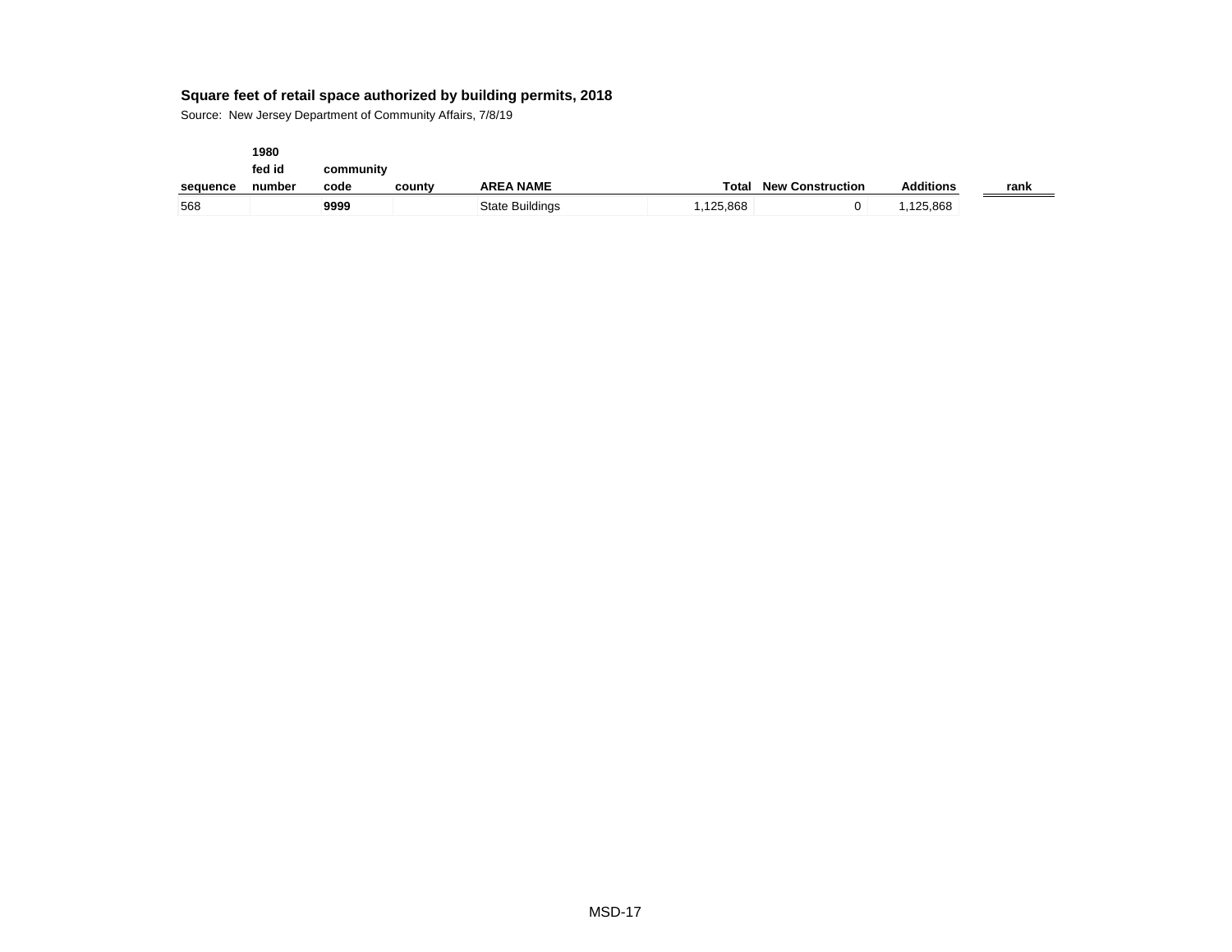**Square feet of retail space authorized by building permits, 2018**

Source: New Jersey Department of Community Affairs, 7/8/19

| sequence | 1980 fed id number | community code | county | AREA NAME | Total | New Construction | Additions | rank |
|---|---|---|---|---|---|---|---|---|
| 568 | | **9999** | | State Buildings | 1,125,868 | 0 | 1,125,868 | |

MSD-17